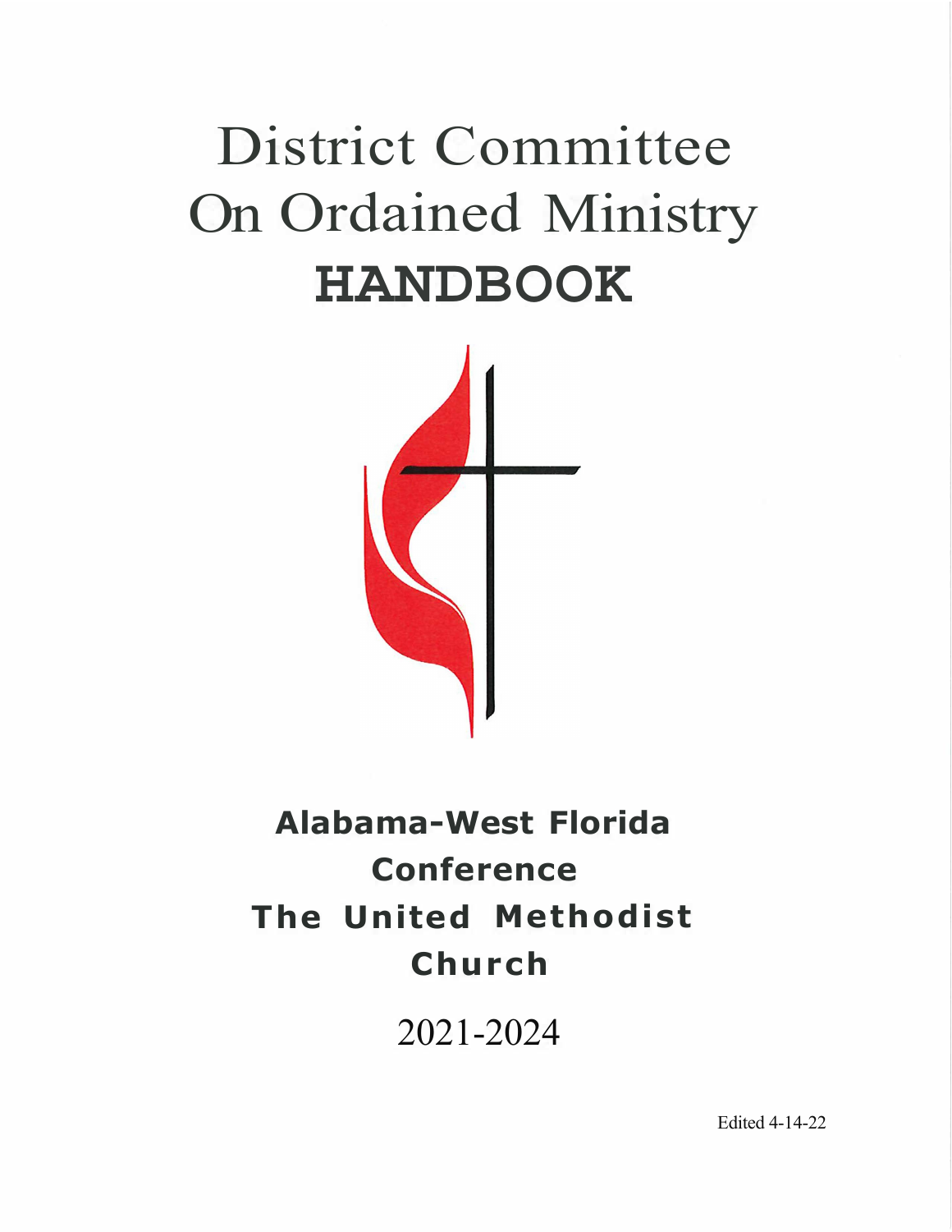# District Committee On Ordained Ministry

# HANDBOOK

**Alabama-West Florida Conference**
**The United Methodist Church**

2021-2024

Edited 4-14-22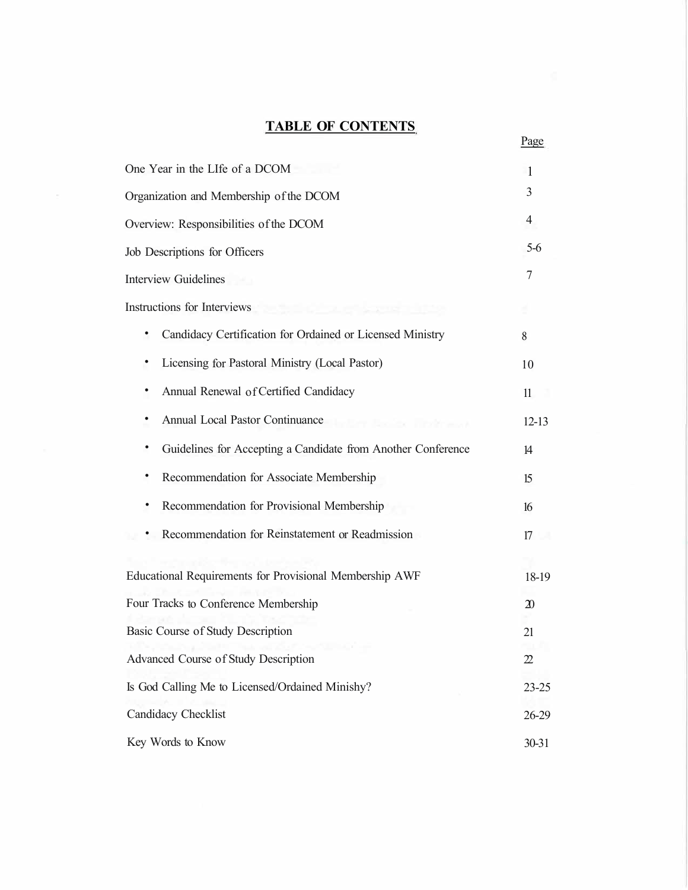## TABLE OF CONTENTS

| | Page |
|---|---|
| One Year in the LIfe of a DCOM | 1 |
| Organization and Membership of the DCOM | 3 |
| Overview: Responsibilities of the DCOM | 4 |
| Job Descriptions for Officers | 5-6 |
| Interview Guidelines | 7 |
| Instructions for Interviews | |
| • Candidacy Certification for Ordained or Licensed Ministry | 8 |
| • Licensing for Pastoral Ministry (Local Pastor) | 10 |
| • Annual Renewal of Certified Candidacy | 11 |
| • Annual Local Pastor Continuance | 12-13 |
| • Guidelines for Accepting a Candidate from Another Conference | 14 |
| • Recommendation for Associate Membership | 15 |
| • Recommendation for Provisional Membership | 16 |
| • Recommendation for Reinstatement or Readmission | 17 |
| Educational Requirements for Provisional Membership AWF | 18-19 |
| Four Tracks to Conference Membership | 20 |
| Basic Course of Study Description | 21 |
| Advanced Course of Study Description | 22 |
| Is God Calling Me to Licensed/Ordained Minishy? | 23-25 |
| Candidacy Checklist | 26-29 |
| Key Words to Know | 30-31 |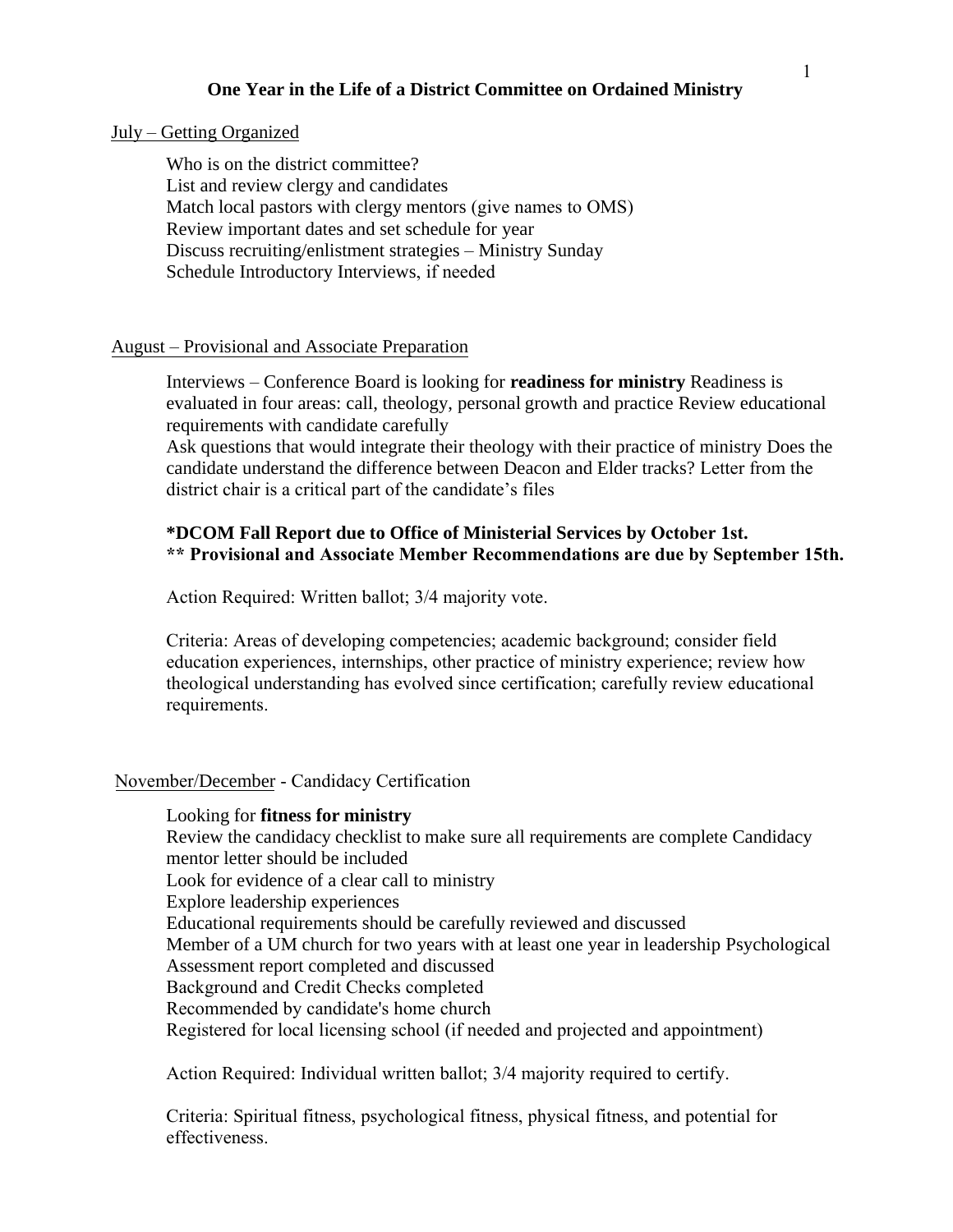# One Year in the Life of a District Committee on Ordained Ministry

<u>July – Getting Organized</u>

Who is on the district committee?
List and review clergy and candidates
Match local pastors with clergy mentors (give names to OMS)
Review important dates and set schedule for year
Discuss recruiting/enlistment strategies – Ministry Sunday
Schedule Introductory Interviews, if needed

<u>August – Provisional and Associate Preparation</u>

Interviews – Conference Board is looking for **readiness for ministry** Readiness is evaluated in four areas: call, theology, personal growth and practice Review educational requirements with candidate carefully
Ask questions that would integrate their theology with their practice of ministry Does the candidate understand the difference between Deacon and Elder tracks? Letter from the district chair is a critical part of the candidate's files

**\*DCOM Fall Report due to Office of Ministerial Services by October 1st.**
**\*\* Provisional and Associate Member Recommendations are due by September 15th.**

Action Required: Written ballot; 3/4 majority vote.

Criteria: Areas of developing competencies; academic background; consider field education experiences, internships, other practice of ministry experience; review how theological understanding has evolved since certification; carefully review educational requirements.

<u>November/December</u> - Candidacy Certification

Looking for **fitness for ministry**
Review the candidacy checklist to make sure all requirements are complete Candidacy mentor letter should be included
Look for evidence of a clear call to ministry
Explore leadership experiences
Educational requirements should be carefully reviewed and discussed
Member of a UM church for two years with at least one year in leadership Psychological Assessment report completed and discussed
Background and Credit Checks completed
Recommended by candidate's home church
Registered for local licensing school (if needed and projected and appointment)

Action Required: Individual written ballot; 3/4 majority required to certify.

Criteria: Spiritual fitness, psychological fitness, physical fitness, and potential for effectiveness.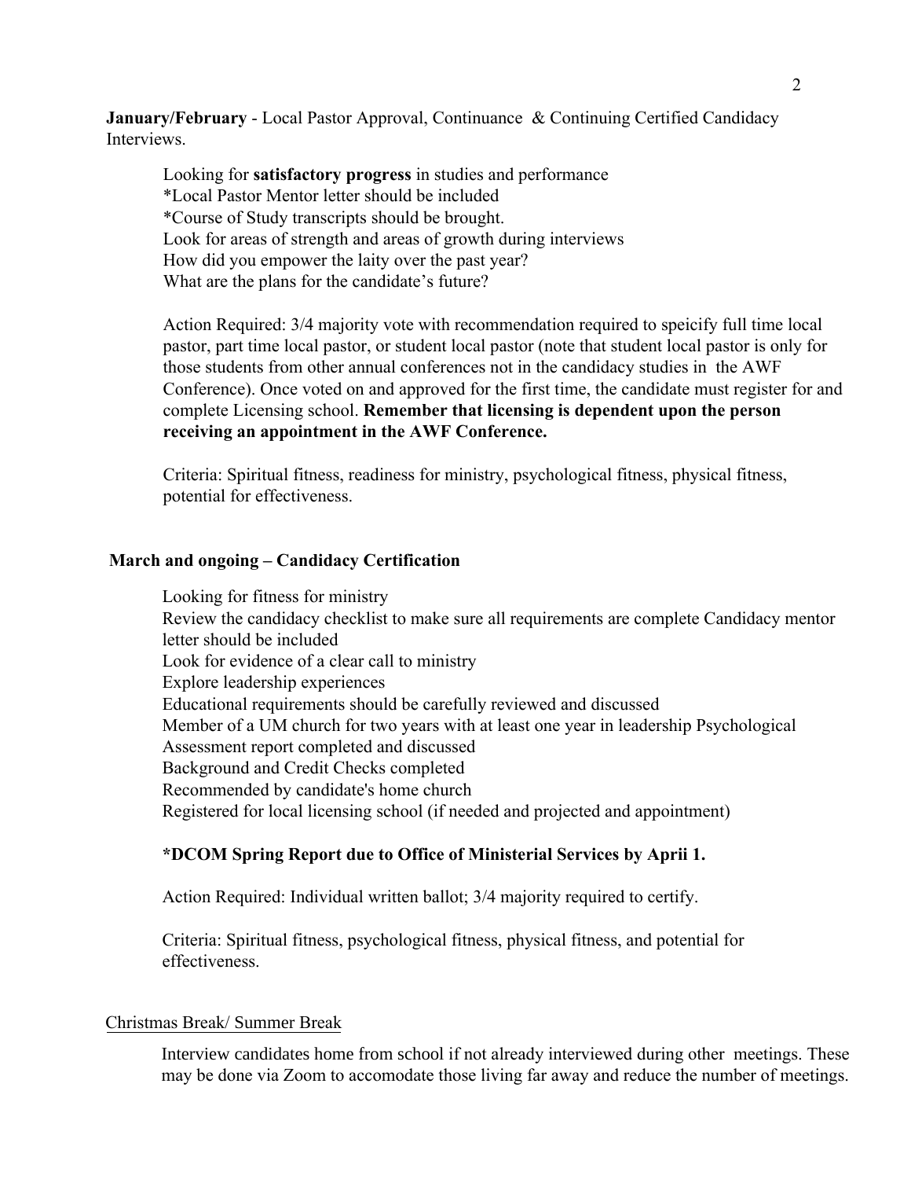**January/February** - Local Pastor Approval, Continuance & Continuing Certified Candidacy Interviews.

Looking for **satisfactory progress** in studies and performance
*Local Pastor Mentor letter should be included
*Course of Study transcripts should be brought.
Look for areas of strength and areas of growth during interviews
How did you empower the laity over the past year?
What are the plans for the candidate's future?

Action Required: 3/4 majority vote with recommendation required to speicify full time local pastor, part time local pastor, or student local pastor (note that student local pastor is only for those students from other annual conferences not in the candidacy studies in the AWF Conference). Once voted on and approved for the first time, the candidate must register for and complete Licensing school. **Remember that licensing is dependent upon the person receiving an appointment in the AWF Conference.**

Criteria: Spiritual fitness, readiness for ministry, psychological fitness, physical fitness, potential for effectiveness.

**March and ongoing – Candidacy Certification**

Looking for fitness for ministry
Review the candidacy checklist to make sure all requirements are complete Candidacy mentor letter should be included
Look for evidence of a clear call to ministry
Explore leadership experiences
Educational requirements should be carefully reviewed and discussed
Member of a UM church for two years with at least one year in leadership Psychological Assessment report completed and discussed
Background and Credit Checks completed
Recommended by candidate's home church
Registered for local licensing school (if needed and projected and appointment)

**\*DCOM Spring Report due to Office of Ministerial Services by Aprii 1.**

Action Required: Individual written ballot; 3/4 majority required to certify.

Criteria: Spiritual fitness, psychological fitness, physical fitness, and potential for effectiveness.

<u>Christmas Break/ Summer Break</u>

Interview candidates home from school if not already interviewed during other meetings. These may be done via Zoom to accomodate those living far away and reduce the number of meetings.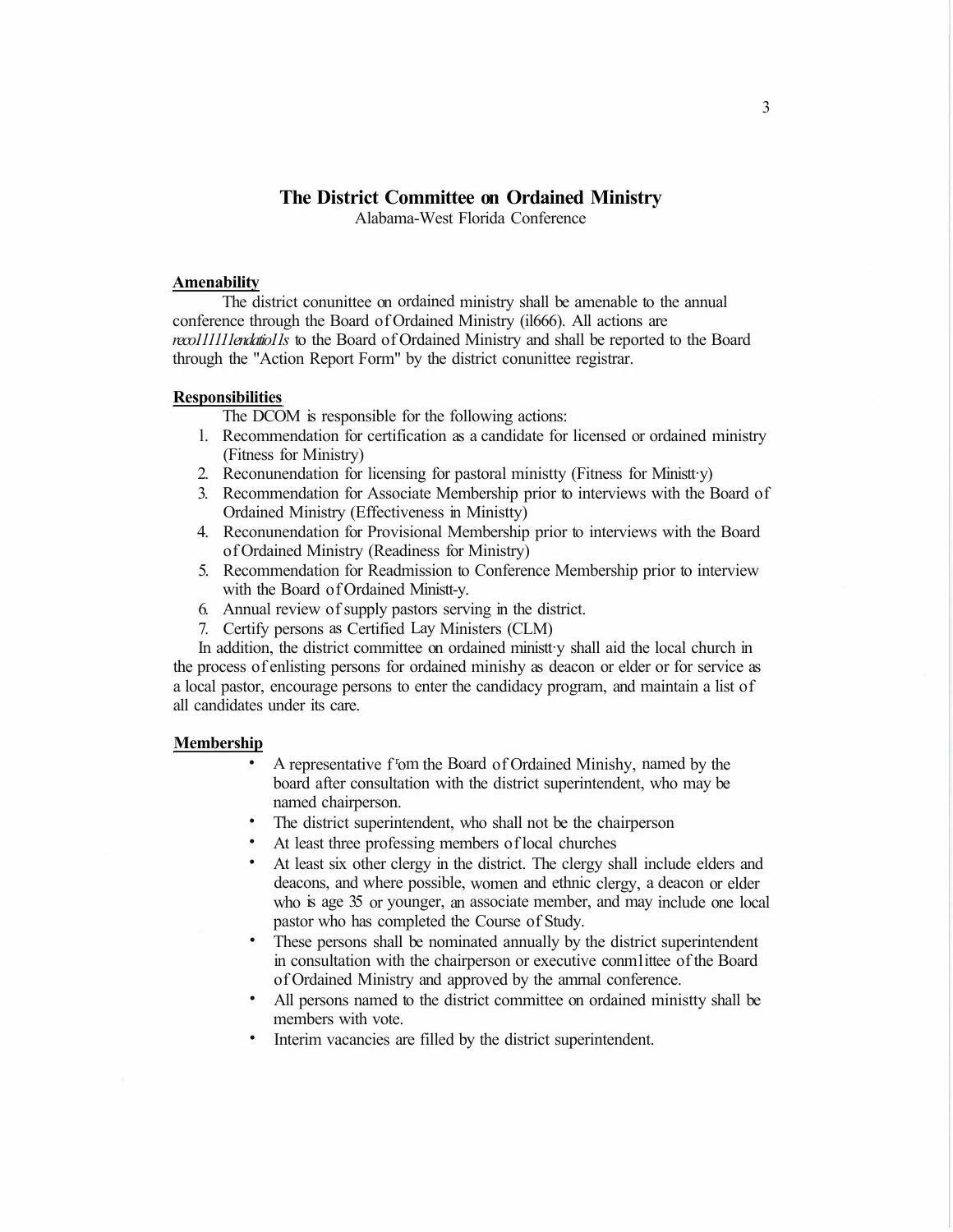# The District Committee on Ordained Ministry

Alabama-West Florida Conference

**Amenability**

The district conunittee on ordained ministry shall be amenable to the annual conference through the Board of Ordained Ministry (il666). All actions are *reco l11111endatio11s* to the Board of Ordained Ministry and shall be reported to the Board through the "Action Report Form" by the district conunittee registrar.

**Responsibilities**

The DCOM is responsible for the following actions:

1. Recommendation for certification as a candidate for licensed or ordained ministry (Fitness for Ministry)
2. Reconunendation for licensing for pastoral ministty (Fitness for Ministt·y)
3. Recommendation for Associate Membership prior to interviews with the Board of Ordained Ministry (Effectiveness in Ministty)
4. Reconunendation for Provisional Membership prior to interviews with the Board of Ordained Ministry (Readiness for Ministry)
5. Recommendation for Readmission to Conference Membership prior to interview with the Board of Ordained Ministt-y.
6. Annual review of supply pastors serving in the district.
7. Certify persons as Certified Lay Ministers (CLM)

In addition, the district committee on ordained ministt·y shall aid the local church in the process of enlisting persons for ordained minishy as deacon or elder or for service as a local pastor, encourage persons to enter the candidacy program, and maintain a list of all candidates under its care.

**Membership**

- A representative f'om the Board of Ordained Minishy, named by the board after consultation with the district superintendent, who may be named chairperson.
- The district superintendent, who shall not be the chairperson
- At least three professing members of local churches
- At least six other clergy in the district. The clergy shall include elders and deacons, and where possible, women and ethnic clergy, a deacon or elder who is age 35 or younger, an associate member, and may include one local pastor who has completed the Course of Study.
- These persons shall be nominated annually by the district superintendent in consultation with the chairperson or executive conm1ittee of the Board of Ordained Ministry and approved by the ammal conference.
- All persons named to the district committee on ordained ministty shall be members with vote.
- Interim vacancies are filled by the district superintendent.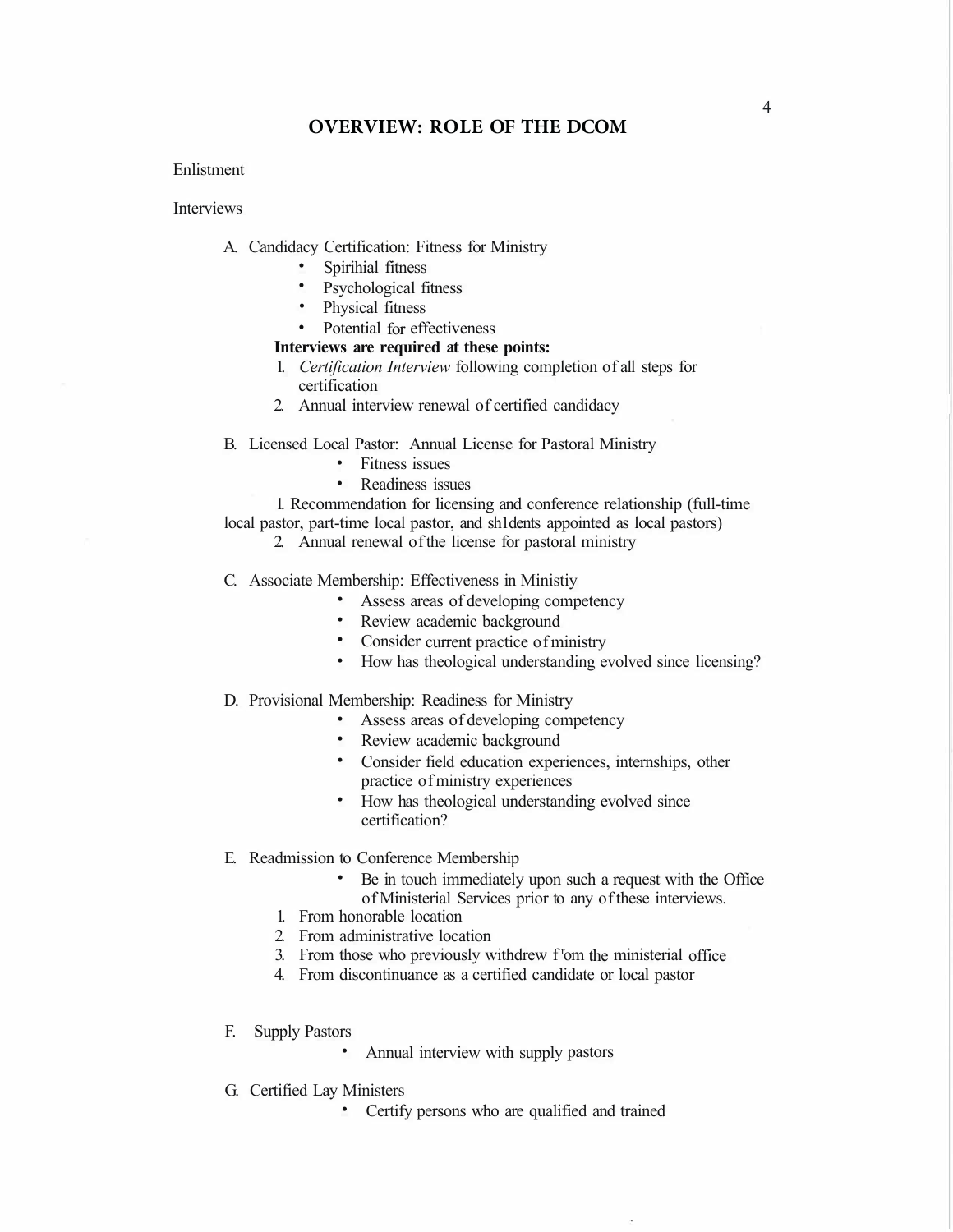## OVERVIEW: ROLE OF THE DCOM

Enlistment

Interviews

A. Candidacy Certification: Fitness for Ministry
   - Spirihial fitness
   - Psychological fitness
   - Physical fitness
   - Potential for effectiveness

   **Interviews are required at these points:**

   1. *Certification Interview* following completion of all steps for certification
   2. Annual interview renewal of certified candidacy

B. Licensed Local Pastor: Annual License for Pastoral Ministry
   - Fitness issues
   - Readiness issues

   1. Recommendation for licensing and conference relationship (full-time local pastor, part-time local pastor, and sh1dents appointed as local pastors)
   2. Annual renewal of the license for pastoral ministry

C. Associate Membership: Effectiveness in Ministiy
   - Assess areas of developing competency
   - Review academic background
   - Consider current practice of ministry
   - How has theological understanding evolved since licensing?

D. Provisional Membership: Readiness for Ministry
   - Assess areas of developing competency
   - Review academic background
   - Consider field education experiences, internships, other practice of ministry experiences
   - How has theological understanding evolved since certification?

E. Readmission to Conference Membership
   - Be in touch immediately upon such a request with the Office of Ministerial Services prior to any of these interviews.

   1. From honorable location
   2. From administrative location
   3. From those who previously withdrew f'om the ministerial office
   4. From discontinuance as a certified candidate or local pastor

F. Supply Pastors
   - Annual interview with supply pastors

G. Certified Lay Ministers
   - Certify persons who are qualified and trained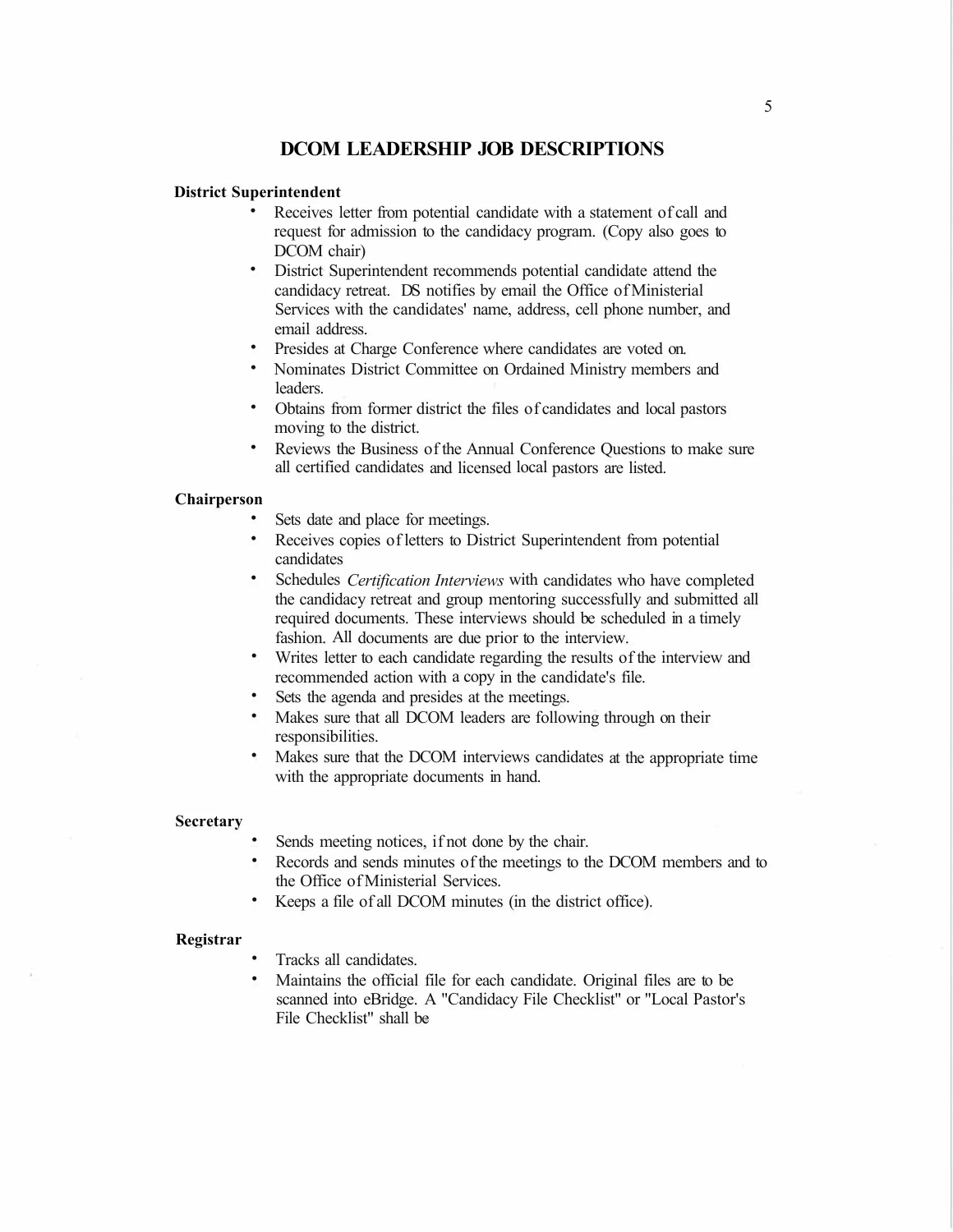## DCOM LEADERSHIP JOB DESCRIPTIONS

**District Superintendent**

- Receives letter from potential candidate with a statement of call and request for admission to the candidacy program. (Copy also goes to DCOM chair)
- District Superintendent recommends potential candidate attend the candidacy retreat. DS notifies by email the Office of Ministerial Services with the candidates' name, address, cell phone number, and email address.
- Presides at Charge Conference where candidates are voted on.
- Nominates District Committee on Ordained Ministry members and leaders.
- Obtains from former district the files of candidates and local pastors moving to the district.
- Reviews the Business of the Annual Conference Questions to make sure all certified candidates and licensed local pastors are listed.

**Chairperson**

- Sets date and place for meetings.
- Receives copies of letters to District Superintendent from potential candidates
- Schedules *Certification Interviews* with candidates who have completed the candidacy retreat and group mentoring successfully and submitted all required documents. These interviews should be scheduled in a timely fashion. All documents are due prior to the interview.
- Writes letter to each candidate regarding the results of the interview and recommended action with a copy in the candidate's file.
- Sets the agenda and presides at the meetings.
- Makes sure that all DCOM leaders are following through on their responsibilities.
- Makes sure that the DCOM interviews candidates at the appropriate time with the appropriate documents in hand.

**Secretary**

- Sends meeting notices, if not done by the chair.
- Records and sends minutes of the meetings to the DCOM members and to the Office of Ministerial Services.
- Keeps a file of all DCOM minutes (in the district office).

**Registrar**

- Tracks all candidates.
- Maintains the official file for each candidate. Original files are to be scanned into eBridge. A "Candidacy File Checklist" or "Local Pastor's File Checklist" shall be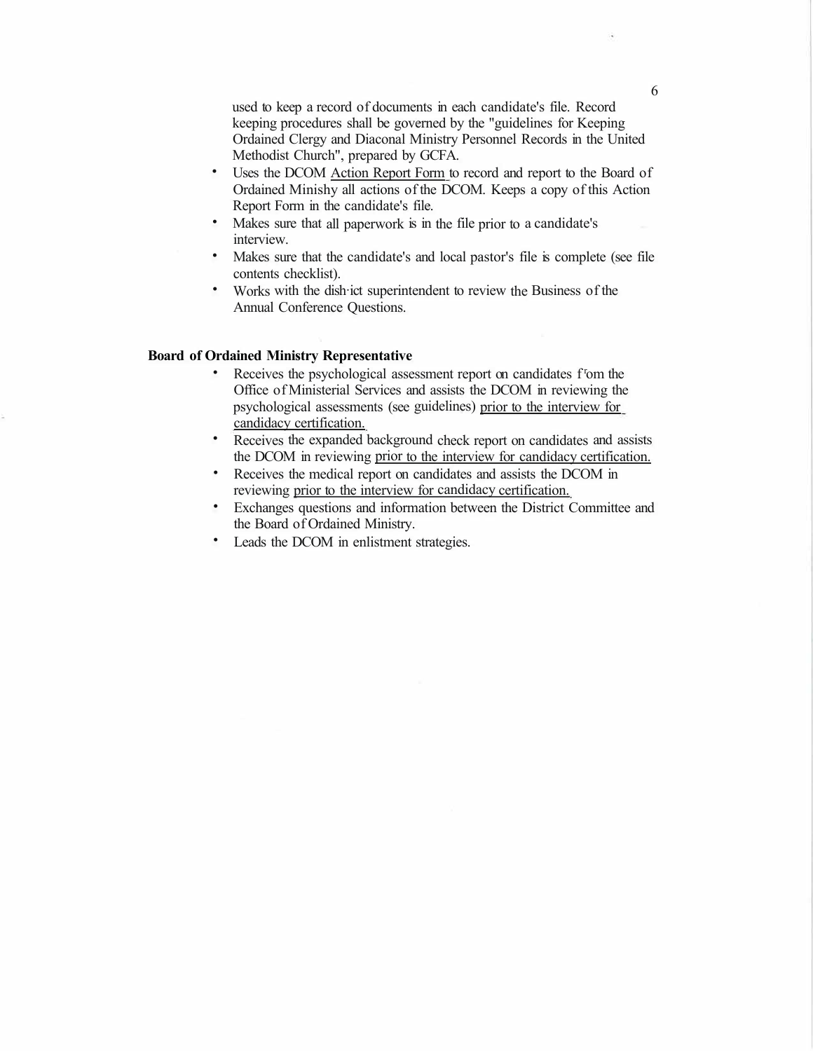used to keep a record of documents in each candidate's file. Record keeping procedures shall be governed by the "guidelines for Keeping Ordained Clergy and Diaconal Ministry Personnel Records in the United Methodist Church", prepared by GCFA.

- Uses the DCOM Action Report Form to record and report to the Board of Ordained Minishy all actions of the DCOM. Keeps a copy of this Action Report Form in the candidate's file.
- Makes sure that all paperwork is in the file prior to a candidate's interview.
- Makes sure that the candidate's and local pastor's file is complete (see file contents checklist).
- Works with the dish·ict superintendent to review the Business of the Annual Conference Questions.

**Board of Ordained Ministry Representative**

- Receives the psychological assessment report on candidates f'om the Office of Ministerial Services and assists the DCOM in reviewing the psychological assessments (see guidelines) prior to the interview for candidacy certification.
- Receives the expanded background check report on candidates and assists the DCOM in reviewing prior to the interview for candidacy certification.
- Receives the medical report on candidates and assists the DCOM in reviewing prior to the interview for candidacy certification.
- Exchanges questions and information between the District Committee and the Board of Ordained Ministry.
- Leads the DCOM in enlistment strategies.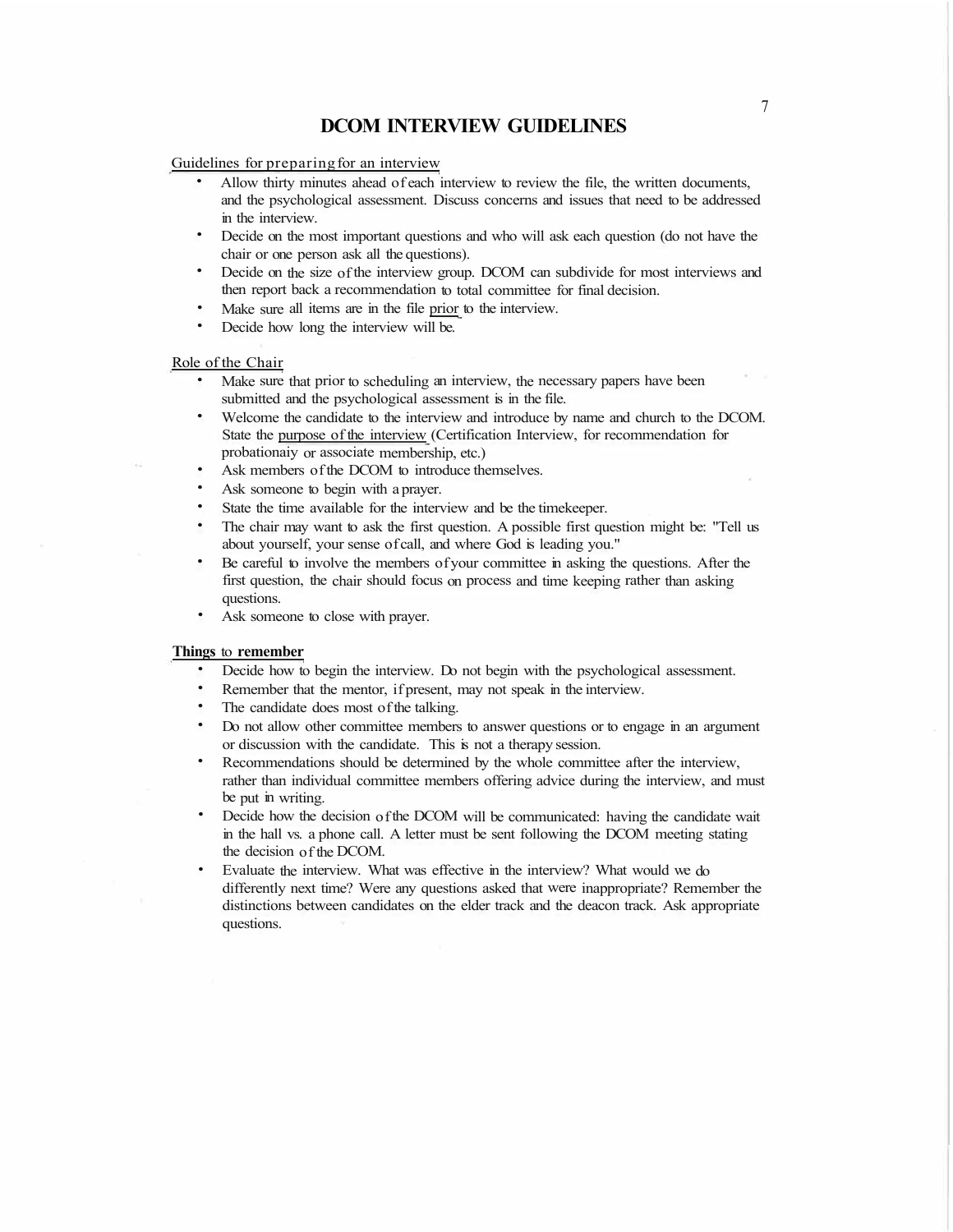# DCOM INTERVIEW GUIDELINES

Guidelines for preparing for an interview

- Allow thirty minutes ahead of each interview to review the file, the written documents, and the psychological assessment. Discuss concerns and issues that need to be addressed in the interview.
- Decide on the most important questions and who will ask each question (do not have the chair or one person ask all the questions).
- Decide on the size of the interview group. DCOM can subdivide for most interviews and then report back a recommendation to total committee for final decision.
- Make sure all items are in the file prior to the interview.
- Decide how long the interview will be.

Role of the Chair

- Make sure that prior to scheduling an interview, the necessary papers have been submitted and the psychological assessment is in the file.
- Welcome the candidate to the interview and introduce by name and church to the DCOM. State the purpose of the interview (Certification Interview, for recommendation for probationaiy or associate membership, etc.)
- Ask members of the DCOM to introduce themselves.
- Ask someone to begin with a prayer.
- State the time available for the interview and be the timekeeper.
- The chair may want to ask the first question. A possible first question might be: "Tell us about yourself, your sense of call, and where God is leading you."
- Be careful to involve the members of your committee in asking the questions. After the first question, the chair should focus on process and time keeping rather than asking questions.
- Ask someone to close with prayer.

**Things to remember**

- Decide how to begin the interview. Do not begin with the psychological assessment.
- Remember that the mentor, if present, may not speak in the interview.
- The candidate does most of the talking.
- Do not allow other committee members to answer questions or to engage in an argument or discussion with the candidate. This is not a therapy session.
- Recommendations should be determined by the whole committee after the interview, rather than individual committee members offering advice during the interview, and must be put in writing.
- Decide how the decision of the DCOM will be communicated: having the candidate wait in the hall vs. a phone call. A letter must be sent following the DCOM meeting stating the decision of the DCOM.
- Evaluate the interview. What was effective in the interview? What would we do differently next time? Were any questions asked that were inappropriate? Remember the distinctions between candidates on the elder track and the deacon track. Ask appropriate questions.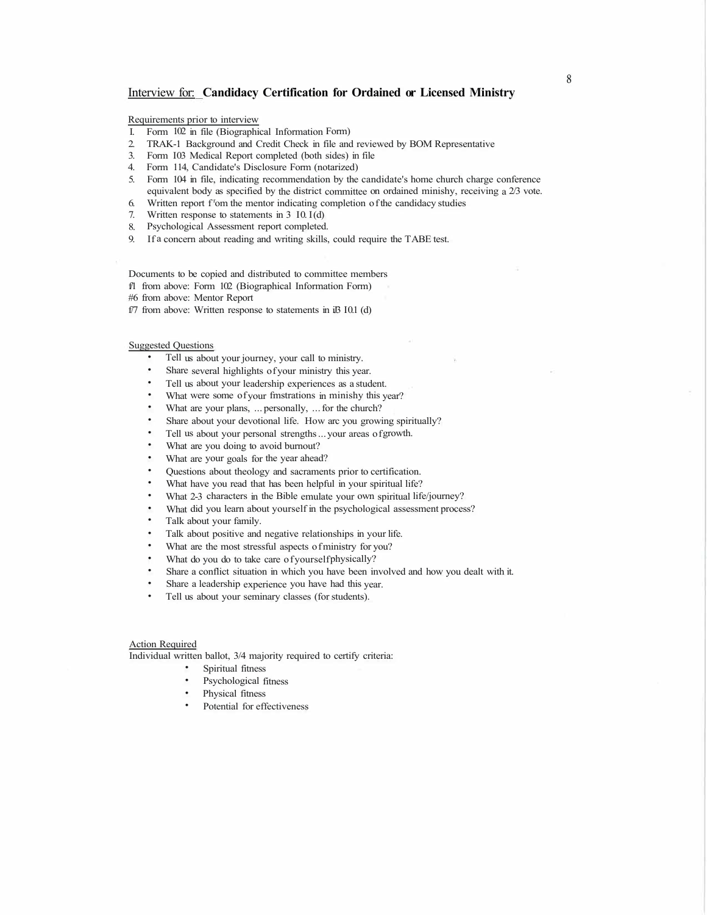## Interview for: **Candidacy Certification for Ordained or Licensed Ministry**

Requirements prior to interview

1. Form 102 in file (Biographical Information Form)
2. TRAK-1 Background and Credit Check in file and reviewed by BOM Representative
3. Form 103 Medical Report completed (both sides) in file
4. Form 114, Candidate's Disclosure Form (notarized)
5. Form 104 in file, indicating recommendation by the candidate's home church charge conference equivalent body as specified by the district committee on ordained minishy, receiving a 2/3 vote.
6. Written report f'om the mentor indicating completion of the candidacy studies
7. Written response to statements in 3 10.1(d)
8. Psychological Assessment report completed.
9. If a concern about reading and writing skills, could require the TABE test.

Documents to be copied and distributed to committee members
f1 from above: Form 102 (Biographical Information Form)
#6 from above: Mentor Report
f7 from above: Written response to statements in iB 10.1 (d)

Suggested Questions

- Tell us about your journey, your call to ministry.
- Share several highlights of your ministry this year.
- Tell us about your leadership experiences as a student.
- What were some of your fmstrations in minishy this year?
- What are your plans, ... personally, ... for the church?
- Share about your devotional life. How arc you growing spiritually?
- Tell us about your personal strengths ... your areas of growth.
- What are you doing to avoid burnout?
- What are your goals for the year ahead?
- Questions about theology and sacraments prior to certification.
- What have you read that has been helpful in your spiritual life?
- What 2-3 characters in the Bible emulate your own spiritual life/journey?
- What did you learn about yourself in the psychological assessment process?
- Talk about your family.
- Talk about positive and negative relationships in your life.
- What are the most stressful aspects of ministry for you?
- What do you do to take care of yourself physically?
- Share a conflict situation in which you have been involved and how you dealt with it.
- Share a leadership experience you have had this year.
- Tell us about your seminary classes (for students).

Action Required
Individual written ballot, 3/4 majority required to certify criteria:

- Spiritual fitness
- Psychological fitness
- Physical fitness
- Potential for effectiveness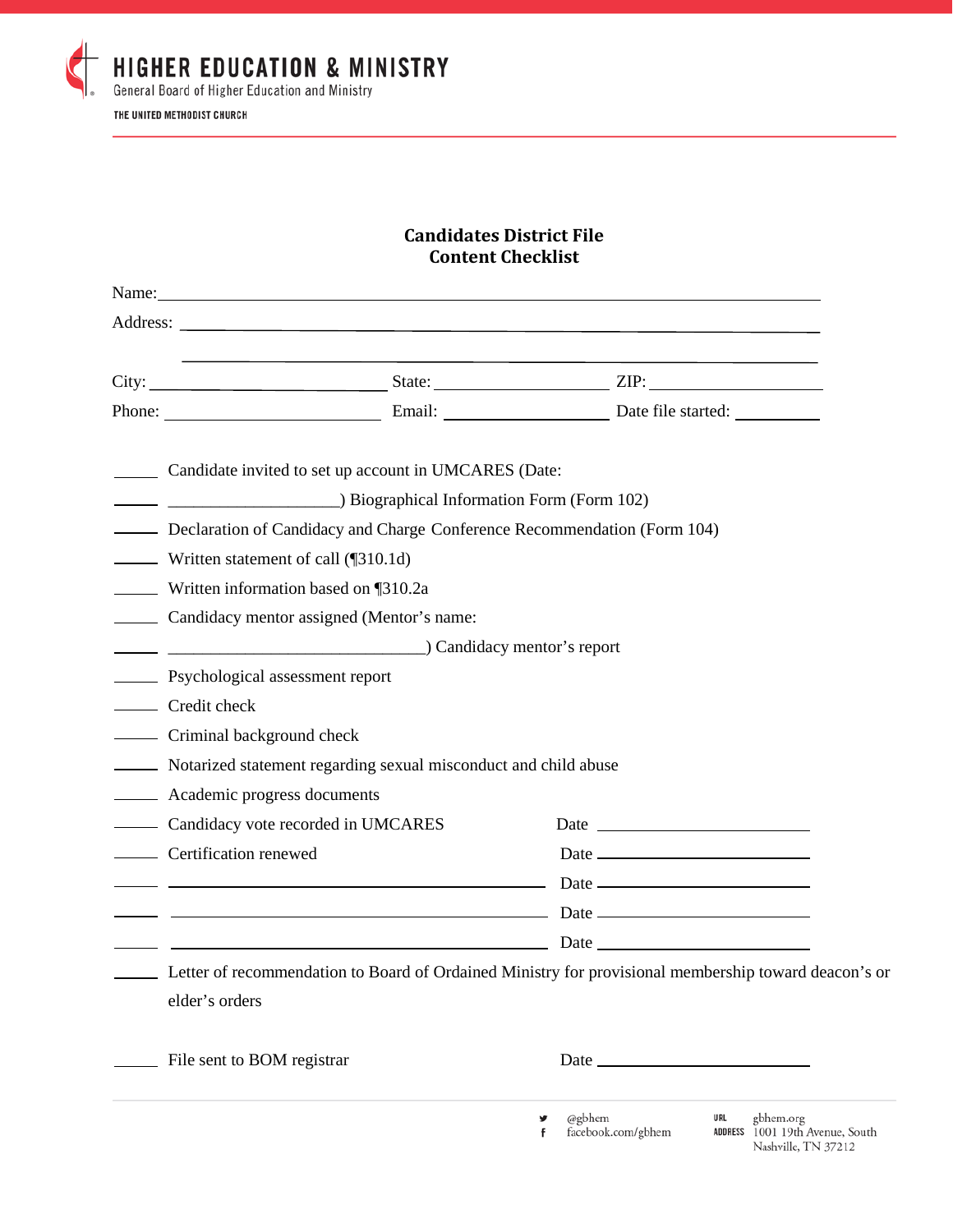**Candidates District File**
**Content Checklist**

Name: ____________________________________________

Address: __________________________________________

__________________________________________

City: ____________________ State: ______________ ZIP: ______________

Phone: __________________ Email: ______________ Date file started: ________

_____ Candidate invited to set up account in UMCARES (Date:

_____ ____________________) Biographical Information Form (Form 102)

_____ Declaration of Candidacy and Charge Conference Recommendation (Form 104)

_____ Written statement of call (¶310.1d)

_____ Written information based on ¶310.2a

_____ Candidacy mentor assigned (Mentor's name:

_____ ____________________________) Candidacy mentor's report

_____ Psychological assessment report

_____ Credit check

_____ Criminal background check

_____ Notarized statement regarding sexual misconduct and child abuse

_____ Academic progress documents

_____ Candidacy vote recorded in UMCARES Date ____________________

_____ Certification renewed Date ____________________

_____ ________________________________ Date ____________________

_____ ________________________________ Date ____________________

_____ ________________________________ Date ____________________

_____ Letter of recommendation to Board of Ordained Ministry for provisional membership toward deacon's or elder's orders

_____ File sent to BOM registrar Date ____________________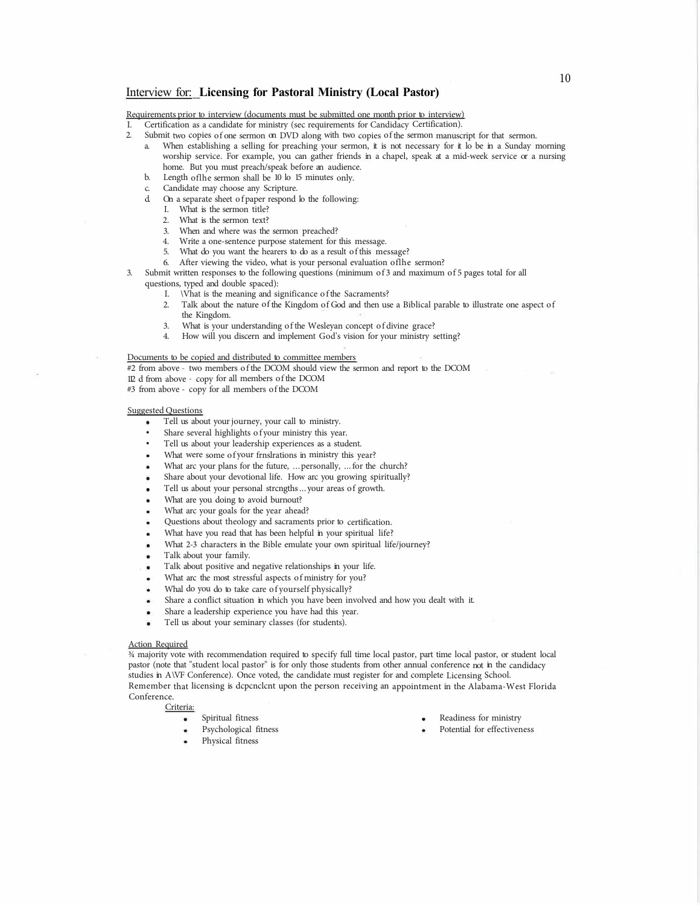## Interview for: Licensing for Pastoral Ministry (Local Pastor)

Requirements prior to interview (documents must be submitted one month prior to interview)

1. Certification as a candidate for ministry (sec requirements for Candidacy Certification).
2. Submit two copies of one sermon on DVD along with two copies of the sermon manuscript for that sermon.
   a. When establishing a selling for preaching your sermon, it is not necessary for it lo be in a Sunday morning worship service. For example, you can gather friends in a chapel, speak at a mid-week service or a nursing home. But you must preach/speak before an audience.
   b. Length oflhe sermon shall be 10 lo 15 minutes only.
   c. Candidate may choose any Scripture.
   d. On a separate sheet of paper respond lo the following:
      1. What is the sermon title?
      2. What is the sermon text?
      3. When and where was the sermon preached?
      4. Write a one-sentence purpose statement for this message.
      5. What do you want the hearers to do as a result of this message?
      6. After viewing the video, what is your personal evaluation oflhe sermon?
3. Submit written responses to the following questions (minimum of 3 and maximum of 5 pages total for all questions, typed and double spaced):
   1. What is the meaning and significance of the Sacraments?
   2. Talk about the nature of the Kingdom of God and then use a Biblical parable to illustrate one aspect of the Kingdom.
   3. What is your understanding of the Wesleyan concept of divine grace?
   4. How will you discern and implement God's vision for your ministry setting?

Documents to be copied and distributed to committee members

#2 from above - two members of the DCOM should view the sermon and report to the DCOM
#2 d from above - copy for all members of the DCOM
#3 from above - copy for all members of the DCOM

Suggested Questions

- Tell us about your journey, your call to ministry.
- Share several highlights of your ministry this year.
- Tell us about your leadership experiences as a student.
- What were some of your frnslrations in ministry this year?
- What arc your plans for the future, ...personally, ...for the church?
- Share about your devotional life. How arc you growing spiritually?
- Tell us about your personal strcngths...your areas of growth.
- What are you doing to avoid burnout?
- What arc your goals for the year ahead?
- Questions about theology and sacraments prior to certification.
- What have you read that has been helpful in your spiritual life?
- What 2-3 characters in the Bible emulate your own spiritual life/journey?
- Talk about your family.
- Talk about positive and negative relationships in your life.
- What arc the most stressful aspects of ministry for you?
- Whal do you do to take care of yourself physically?
- Share a conflict situation in which you have been involved and how you dealt with it.
- Share a leadership experience you have had this year.
- Tell us about your seminary classes (for students).

Action Required

¾ majority vote with recommendation required to specify full time local pastor, part time local pastor, or student local pastor (note that "student local pastor" is for only those students from other annual conference not in the candidacy studies in A\VF Conference). Once voted, the candidate must register for and complete Licensing School. Remember that licensing is dcpcnclcnt upon the person receiving an appointment in the Alabama-West Florida Conference.

Criteria:

- Spiritual fitness
- Psychological fitness
- Physical fitness
- Readiness for ministry
- Potential for effectiveness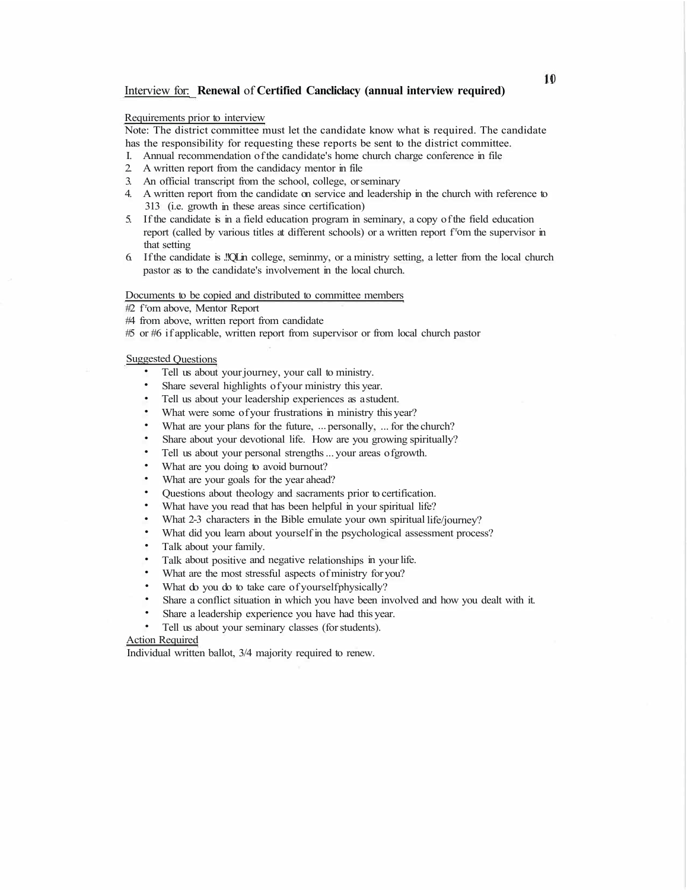## Interview for: **Renewal** of **Certified Cancliclacy (annual interview required)**

Requirements prior to interview

Note: The district committee must let the candidate know what is required. The candidate has the responsibility for requesting these reports be sent to the district committee.

1. Annual recommendation of the candidate's home church charge conference in file
2. A written report from the candidacy mentor in file
3. An official transcript from the school, college, or seminary
4. A written report from the candidate on service and leadership in the church with reference to 313 (i.e. growth in these areas since certification)
5. If the candidate is in a field education program in seminary, a copy of the field education report (called by various titles at different schools) or a written report f'om the supervisor in that setting
6. If the candidate is !!QLin college, seminmy, or a ministry setting, a letter from the local church pastor as to the candidate's involvement in the local church.

Documents to be copied and distributed to committee members

#2 f'om above, Mentor Report
#4 from above, written report from candidate
#5 or #6 if applicable, written report from supervisor or from local church pastor

Suggested Questions

- Tell us about your journey, your call to ministry.
- Share several highlights of your ministry this year.
- Tell us about your leadership experiences as a student.
- What were some of your frustrations in ministry this year?
- What are your plans for the future, ... personally, ... for the church?
- Share about your devotional life. How are you growing spiritually?
- Tell us about your personal strengths ... your areas of growth.
- What are you doing to avoid burnout?
- What are your goals for the year ahead?
- Questions about theology and sacraments prior to certification.
- What have you read that has been helpful in your spiritual life?
- What 2-3 characters in the Bible emulate your own spiritual life/journey?
- What did you learn about yourself in the psychological assessment process?
- Talk about your family.
- Talk about positive and negative relationships in your life.
- What are the most stressful aspects of ministry for you?
- What do you do to take care of yourselfphysically?
- Share a conflict situation in which you have been involved and how you dealt with it.
- Share a leadership experience you have had this year.
- Tell us about your seminary classes (for students).

Action Required

Individual written ballot, 3/4 majority required to renew.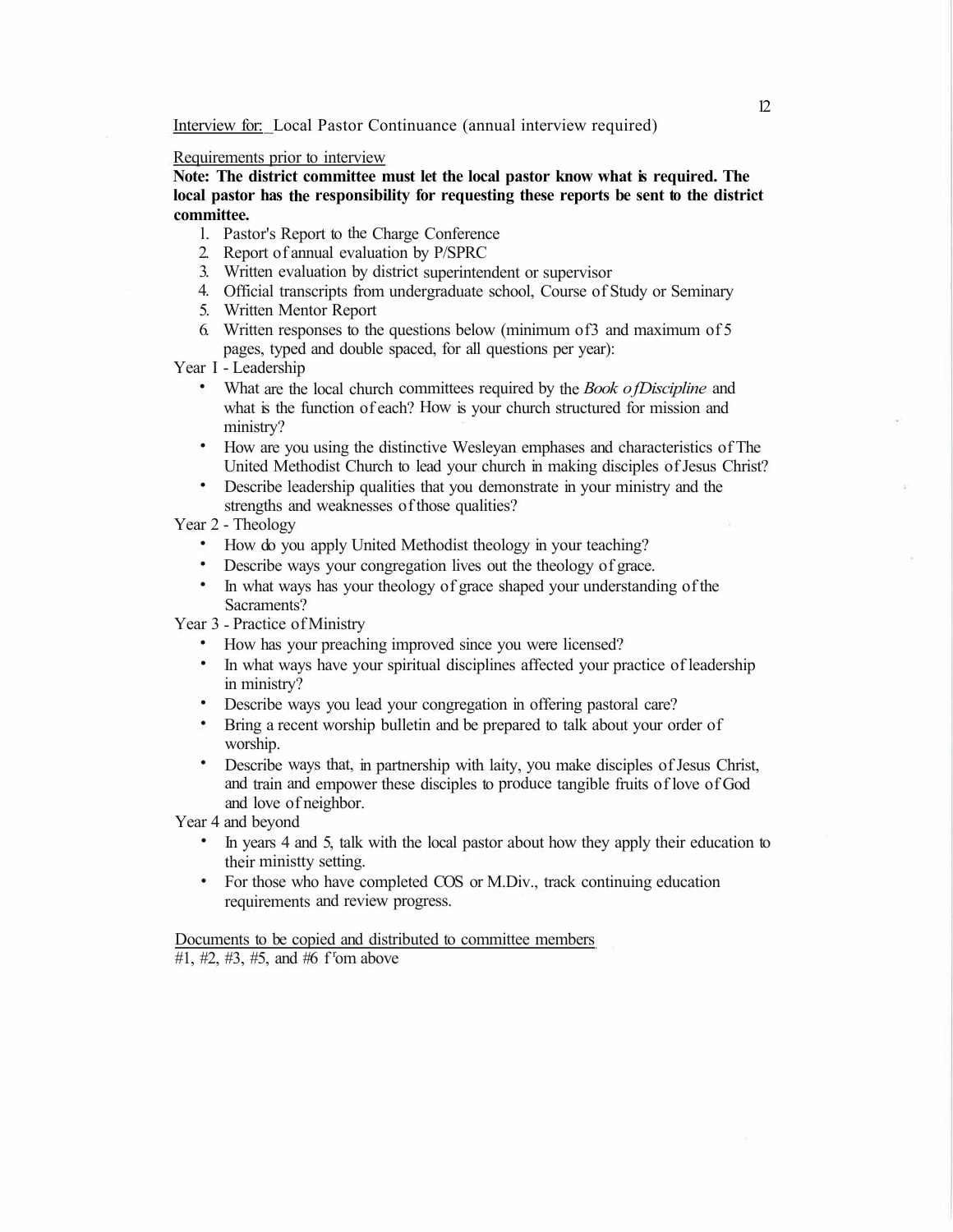Interview for: Local Pastor Continuance (annual interview required)

Requirements prior to interview

**Note: The district committee must let the local pastor know what is required. The local pastor has the responsibility for requesting these reports be sent to the district committee.**

1. Pastor's Report to the Charge Conference
2. Report of annual evaluation by P/SPRC
3. Written evaluation by district superintendent or supervisor
4. Official transcripts from undergraduate school, Course of Study or Seminary
5. Written Mentor Report
6. Written responses to the questions below (minimum of 3 and maximum of 5 pages, typed and double spaced, for all questions per year):

Year 1 - Leadership

- What are the local church committees required by the *Book of Discipline* and what is the function of each? How is your church structured for mission and ministry?
- How are you using the distinctive Wesleyan emphases and characteristics of The United Methodist Church to lead your church in making disciples of Jesus Christ?
- Describe leadership qualities that you demonstrate in your ministry and the strengths and weaknesses of those qualities?

Year 2 - Theology

- How do you apply United Methodist theology in your teaching?
- Describe ways your congregation lives out the theology of grace.
- In what ways has your theology of grace shaped your understanding of the Sacraments?

Year 3 - Practice of Ministry

- How has your preaching improved since you were licensed?
- In what ways have your spiritual disciplines affected your practice of leadership in ministry?
- Describe ways you lead your congregation in offering pastoral care?
- Bring a recent worship bulletin and be prepared to talk about your order of worship.
- Describe ways that, in partnership with laity, you make disciples of Jesus Christ, and train and empower these disciples to produce tangible fruits of love of God and love of neighbor.

Year 4 and beyond

- In years 4 and 5, talk with the local pastor about how they apply their education to their ministty setting.
- For those who have completed COS or M.Div., track continuing education requirements and review progress.

Documents to be copied and distributed to committee members

#1, #2, #3, #5, and #6 from above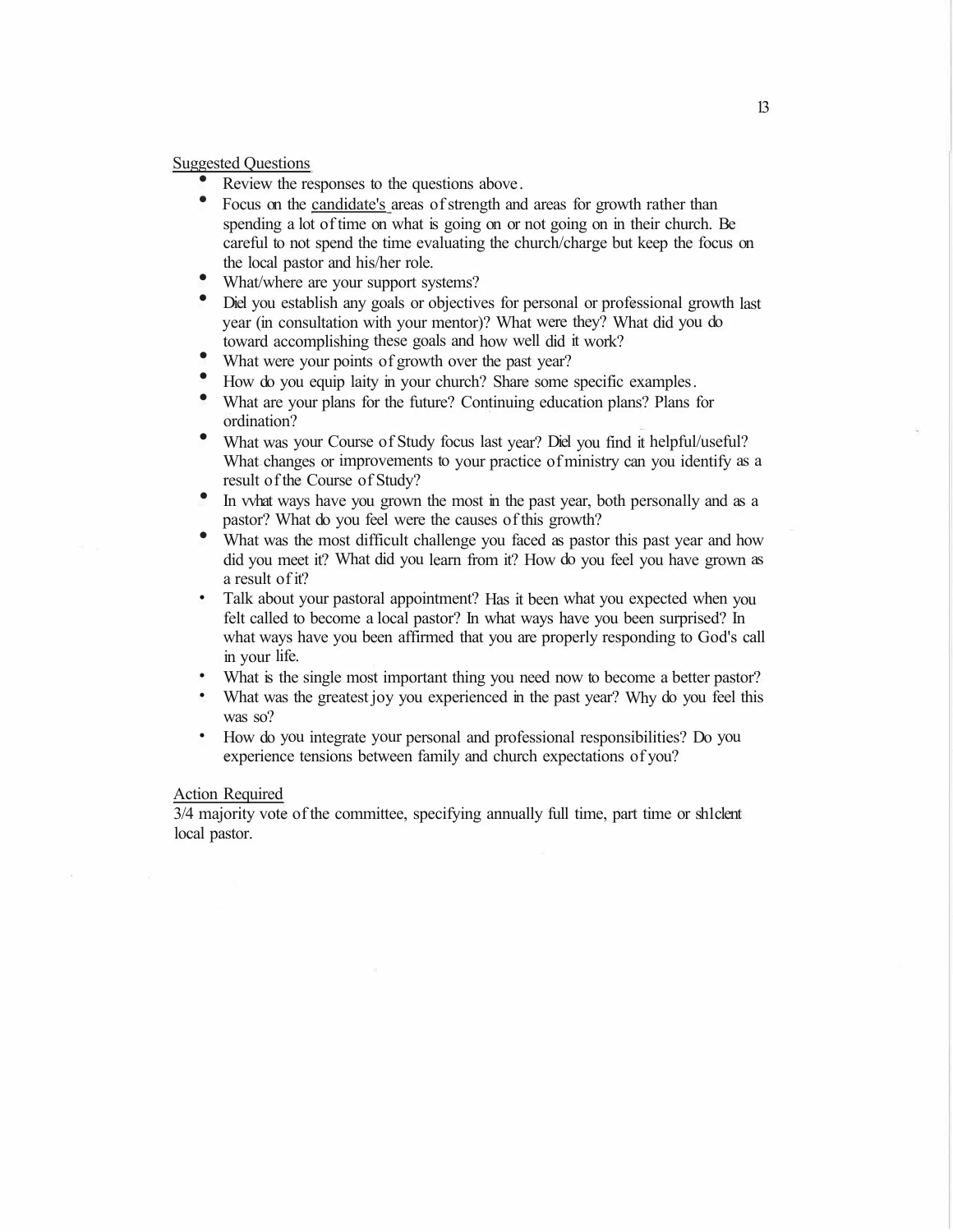Suggested Questions

- Review the responses to the questions above.
- Focus on the candidate's areas of strength and areas for growth rather than spending a lot of time on what is going on or not going on in their church. Be careful to not spend the time evaluating the church/charge but keep the focus on the local pastor and his/her role.
- What/where are your support systems?
- Diel you establish any goals or objectives for personal or professional growth last year (in consultation with your mentor)? What were they? What did you do toward accomplishing these goals and how well did it work?
- What were your points of growth over the past year?
- How do you equip laity in your church? Share some specific examples.
- What are your plans for the future? Continuing education plans? Plans for ordination?
- What was your Course of Study focus last year? Diel you find it helpful/useful? What changes or improvements to your practice of ministry can you identify as a result of the Course of Study?
- In vvhat ways have you grown the most in the past year, both personally and as a pastor? What do you feel were the causes of this growth?
- What was the most difficult challenge you faced as pastor this past year and how did you meet it? What did you learn from it? How do you feel you have grown as a result of it?
- Talk about your pastoral appointment? Has it been what you expected when you felt called to become a local pastor? In what ways have you been surprised? In what ways have you been affirmed that you are properly responding to God's call in your life.
- What is the single most important thing you need now to become a better pastor?
- What was the greatest joy you experienced in the past year? Why do you feel this was so?
- How do you integrate your personal and professional responsibilities? Do you experience tensions between family and church expectations of you?

Action Required

3/4 majority vote of the committee, specifying annually full time, part time or sh1clent local pastor.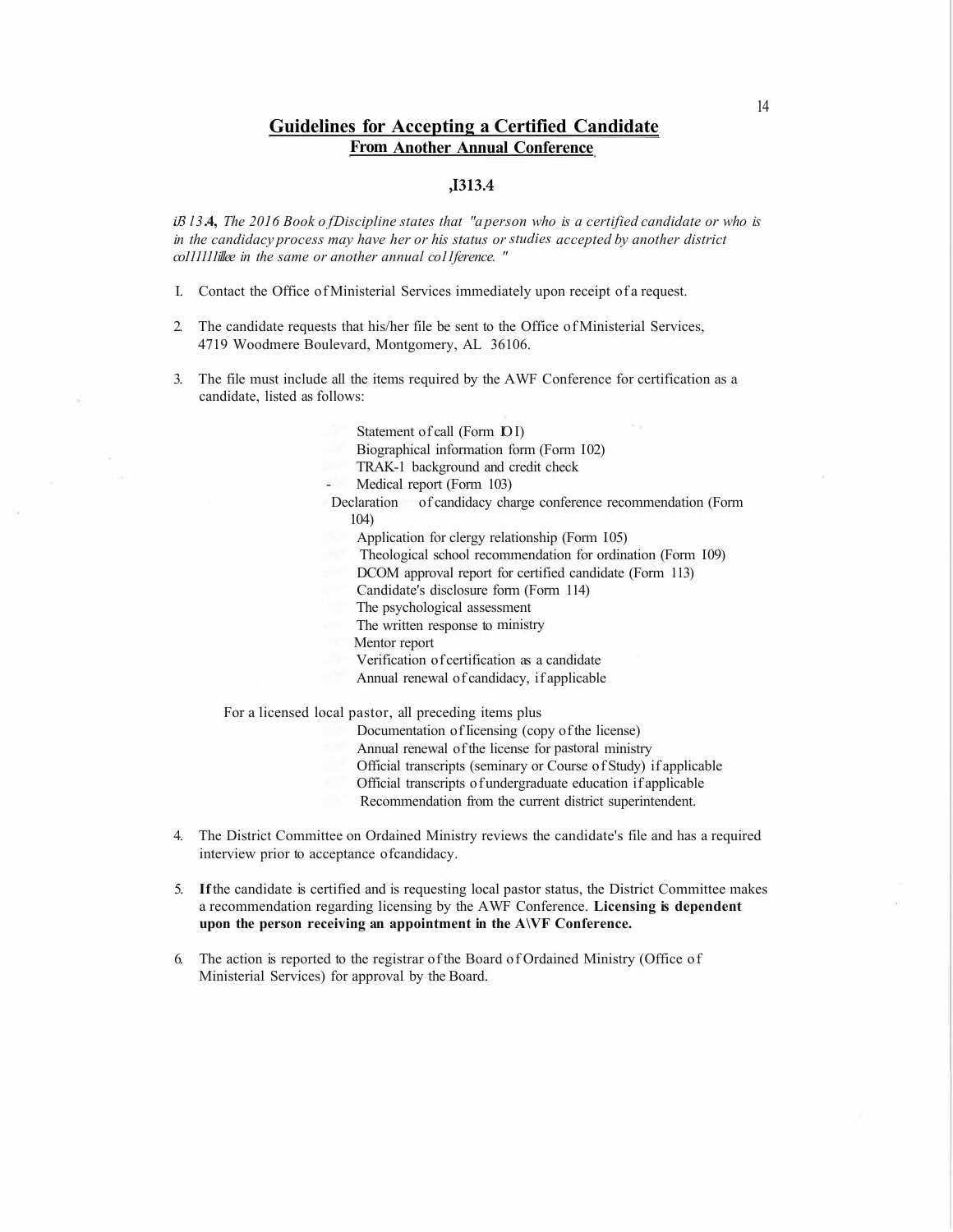## Guidelines for Accepting a Certified Candidate
### From Another Annual Conference

**,I313.4**

*iB l3.***4,** *The 2016 Book ofDiscipline states that "aperson who is a certified candidate or who is in the candidacy process may have her or his status or studies accepted by another district col1111lillee in the same or another annual co1lference. "*

1. Contact the Office of Ministerial Services immediately upon receipt of a request.

2. The candidate requests that his/her file be sent to the Office of Ministerial Services, 4719 Woodmere Boulevard, Montgomery, AL 36106.

3. The file must include all the items required by the AWF Conference for certification as a candidate, listed as follows:

   - Statement of call (Form IOI)
   - Biographical information form (Form I02)
   - TRAK-1 background and credit check
   - Medical report (Form 103)
   - Declaration of candidacy charge conference recommendation (Form 104)
   - Application for clergy relationship (Form I05)
   - Theological school recommendation for ordination (Form I09)
   - DCOM approval report for certified candidate (Form 113)
   - Candidate's disclosure form (Form 114)
   - The psychological assessment
   - The written response to ministry
   - Mentor report
   - Verification of certification as a candidate
   - Annual renewal of candidacy, if applicable

   For a licensed local pastor, all preceding items plus

   - Documentation of licensing (copy of the license)
   - Annual renewal of the license for pastoral ministry
   - Official transcripts (seminary or Course of Study) if applicable
   - Official transcripts of undergraduate education if applicable
   - Recommendation from the current district superintendent.

4. The District Committee on Ordained Ministry reviews the candidate's file and has a required interview prior to acceptance ofcandidacy.

5. **If** the candidate is certified and is requesting local pastor status, the District Committee makes a recommendation regarding licensing by the AWF Conference. **Licensing is dependent upon the person receiving an appointment in the A\VF Conference.**

6. The action is reported to the registrar of the Board of Ordained Ministry (Office of Ministerial Services) for approval by the Board.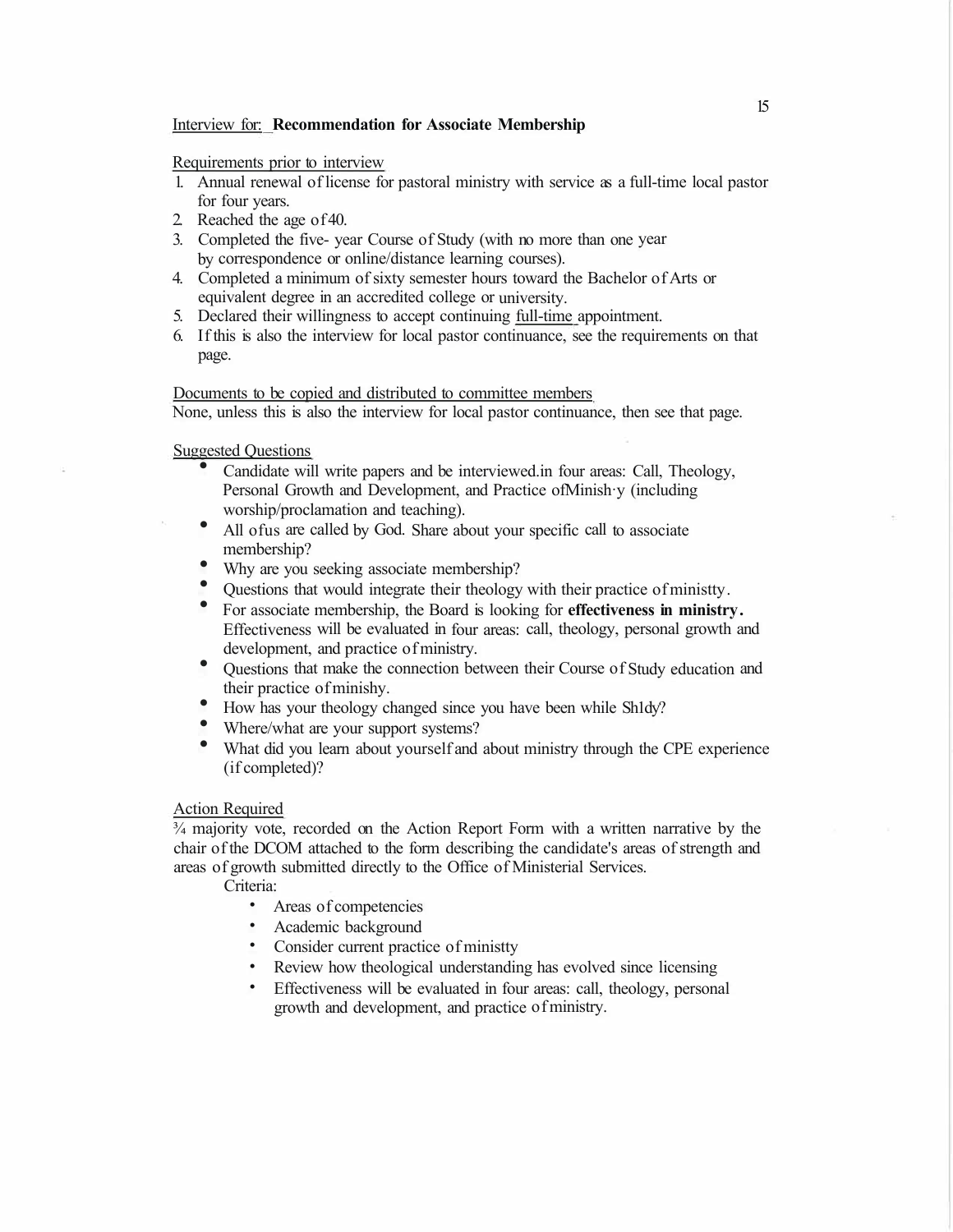Interview for: **Recommendation for Associate Membership**

Requirements prior to interview

1. Annual renewal of license for pastoral ministry with service as a full-time local pastor for four years.
2. Reached the age of 40.
3. Completed the five- year Course of Study (with no more than one year by correspondence or online/distance learning courses).
4. Completed a minimum of sixty semester hours toward the Bachelor of Arts or equivalent degree in an accredited college or university.
5. Declared their willingness to accept continuing full-time appointment.
6. If this is also the interview for local pastor continuance, see the requirements on that page.

Documents to be copied and distributed to committee members

None, unless this is also the interview for local pastor continuance, then see that page.

Suggested Questions

- Candidate will write papers and be interviewed.in four areas: Call, Theology, Personal Growth and Development, and Practice ofMinish·y (including worship/proclamation and teaching).
- All of us are called by God. Share about your specific call to associate membership?
- Why are you seeking associate membership?
- Questions that would integrate their theology with their practice of ministty.
- For associate membership, the Board is looking for **effectiveness in ministry.** Effectiveness will be evaluated in four areas: call, theology, personal growth and development, and practice of ministry.
- Questions that make the connection between their Course of Study education and their practice of minishy.
- How has your theology changed since you have been while Sh1dy?
- Where/what are your support systems?
- What did you learn about yourself and about ministry through the CPE experience (if completed)?

Action Required

¾ majority vote, recorded on the Action Report Form with a written narrative by the chair of the DCOM attached to the form describing the candidate's areas of strength and areas of growth submitted directly to the Office of Ministerial Services.

Criteria:

- Areas of competencies
- Academic background
- Consider current practice of ministty
- Review how theological understanding has evolved since licensing
- Effectiveness will be evaluated in four areas: call, theology, personal growth and development, and practice of ministry.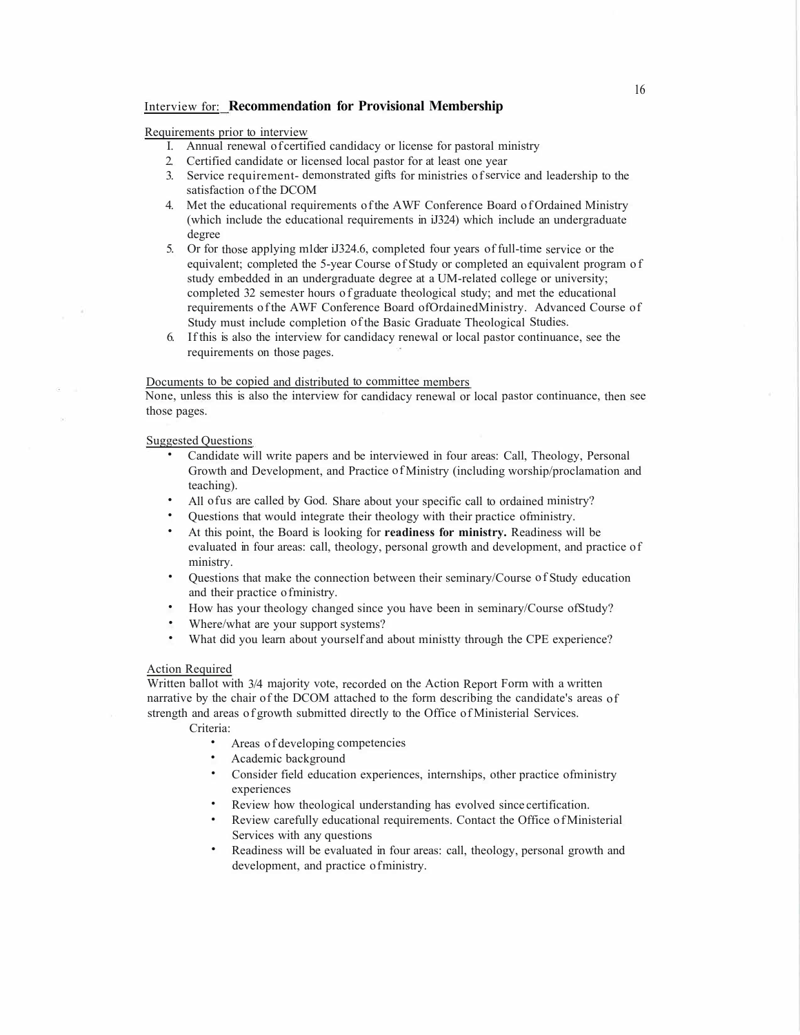Interview for: **Recommendation for Provisional Membership**

Requirements prior to interview

1. Annual renewal of certified candidacy or license for pastoral ministry
2. Certified candidate or licensed local pastor for at least one year
3. Service requirement- demonstrated gifts for ministries of service and leadership to the satisfaction of the DCOM
4. Met the educational requirements of the AWF Conference Board of Ordained Ministry (which include the educational requirements in ¶324) which include an undergraduate degree
5. Or for those applying under ¶324.6, completed four years of full-time service or the equivalent; completed the 5-year Course of Study or completed an equivalent program of study embedded in an undergraduate degree at a UM-related college or university; completed 32 semester hours of graduate theological study; and met the educational requirements of the AWF Conference Board of Ordained Ministry. Advanced Course of Study must include completion of the Basic Graduate Theological Studies.
6. If this is also the interview for candidacy renewal or local pastor continuance, see the requirements on those pages.

Documents to be copied and distributed to committee members

None, unless this is also the interview for candidacy renewal or local pastor continuance, then see those pages.

Suggested Questions

- Candidate will write papers and be interviewed in four areas: Call, Theology, Personal Growth and Development, and Practice of Ministry (including worship/proclamation and teaching).
- All of us are called by God. Share about your specific call to ordained ministry?
- Questions that would integrate their theology with their practice of ministry.
- At this point, the Board is looking for **readiness for ministry.** Readiness will be evaluated in four areas: call, theology, personal growth and development, and practice of ministry.
- Questions that make the connection between their seminary/Course of Study education and their practice of ministry.
- How has your theology changed since you have been in seminary/Course of Study?
- Where/what are your support systems?
- What did you learn about yourself and about ministty through the CPE experience?

Action Required

Written ballot with 3/4 majority vote, recorded on the Action Report Form with a written narrative by the chair of the DCOM attached to the form describing the candidate's areas of strength and areas of growth submitted directly to the Office of Ministerial Services.

Criteria:

- Areas of developing competencies
- Academic background
- Consider field education experiences, internships, other practice of ministry experiences
- Review how theological understanding has evolved since certification.
- Review carefully educational requirements. Contact the Office of Ministerial Services with any questions
- Readiness will be evaluated in four areas: call, theology, personal growth and development, and practice of ministry.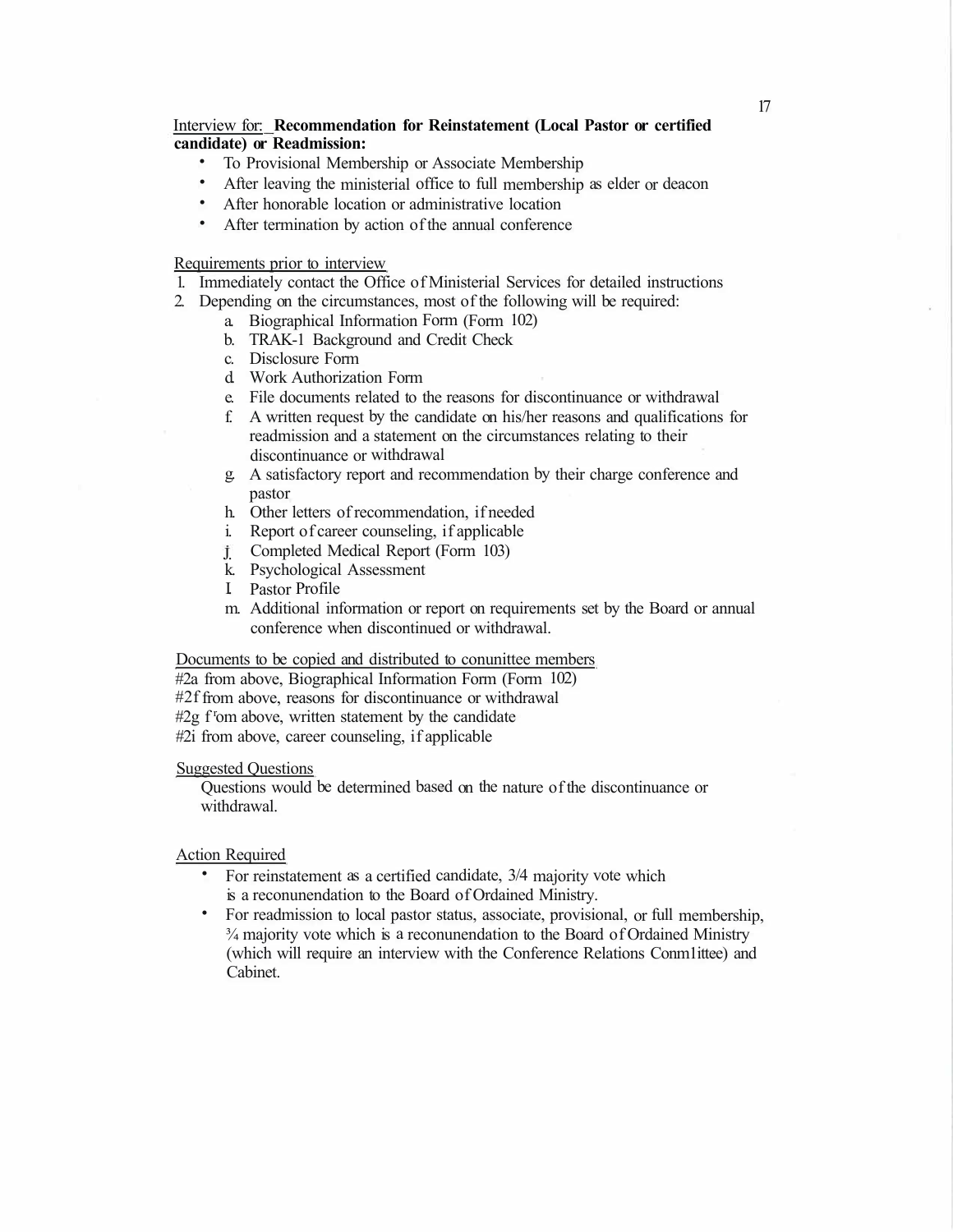Interview for: **Recommendation for Reinstatement (Local Pastor or certified candidate) or Readmission:**

- To Provisional Membership or Associate Membership
- After leaving the ministerial office to full membership as elder or deacon
- After honorable location or administrative location
- After termination by action of the annual conference

Requirements prior to interview

1. Immediately contact the Office of Ministerial Services for detailed instructions
2. Depending on the circumstances, most of the following will be required:
   a. Biographical Information Form (Form 102)
   b. TRAK-1 Background and Credit Check
   c. Disclosure Form
   d. Work Authorization Form
   e. File documents related to the reasons for discontinuance or withdrawal
   f. A written request by the candidate on his/her reasons and qualifications for readmission and a statement on the circumstances relating to their discontinuance or withdrawal
   g. A satisfactory report and recommendation by their charge conference and pastor
   h. Other letters of recommendation, if needed
   i. Report of career counseling, if applicable
   j. Completed Medical Report (Form 103)
   k. Psychological Assessment
   l. Pastor Profile
   m. Additional information or report on requirements set by the Board or annual conference when discontinued or withdrawal.

Documents to be copied and distributed to committee members

#2a from above, Biographical Information Form (Form 102)
#2f from above, reasons for discontinuance or withdrawal
#2g from above, written statement by the candidate
#2i from above, career counseling, if applicable

Suggested Questions

Questions would be determined based on the nature of the discontinuance or withdrawal.

Action Required

- For reinstatement as a certified candidate, 3/4 majority vote which is a recommendation to the Board of Ordained Ministry.
- For readmission to local pastor status, associate, provisional, or full membership, ¾ majority vote which is a recommendation to the Board of Ordained Ministry (which will require an interview with the Conference Relations Committee) and Cabinet.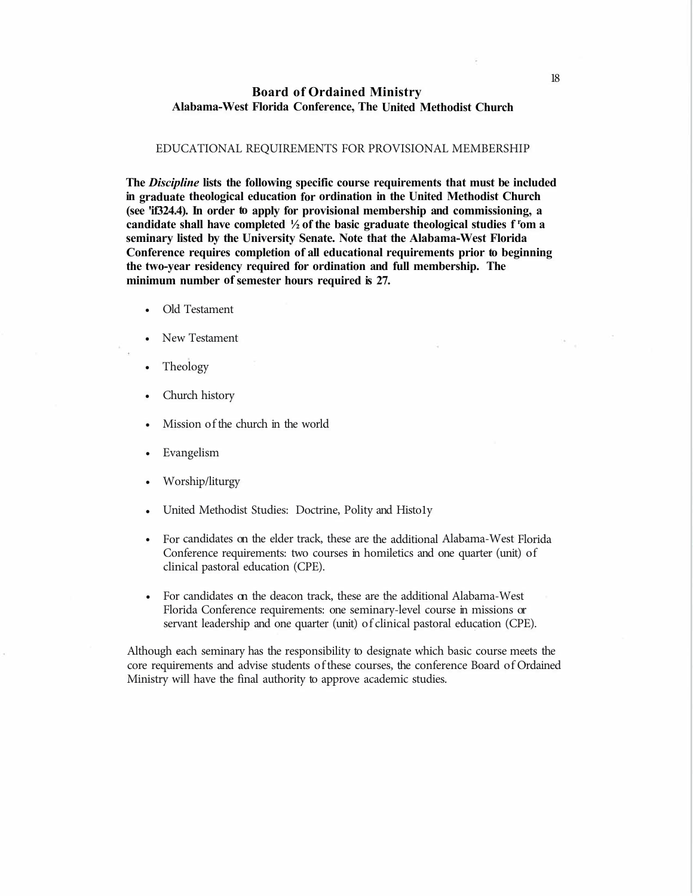## Board of Ordained Ministry
### Alabama-West Florida Conference, The United Methodist Church

EDUCATIONAL REQUIREMENTS FOR PROVISIONAL MEMBERSHIP

**The *Discipline* lists the following specific course requirements that must be included in graduate theological education for ordination in the United Methodist Church (see 'if324.4). In order to apply for provisional membership and commissioning, a candidate shall have completed ½ of the basic graduate theological studies f 'om a seminary listed by the University Senate. Note that the Alabama-West Florida Conference requires completion of all educational requirements prior to beginning the two-year residency required for ordination and full membership. The minimum number of semester hours required is 27.**

- Old Testament
- New Testament
- Theology
- Church history
- Mission of the church in the world
- Evangelism
- Worship/liturgy
- United Methodist Studies: Doctrine, Polity and Histo1y
- For candidates on the elder track, these are the additional Alabama-West Florida Conference requirements: two courses in homiletics and one quarter (unit) of clinical pastoral education (CPE).
- For candidates on the deacon track, these are the additional Alabama-West Florida Conference requirements: one seminary-level course in missions or servant leadership and one quarter (unit) of clinical pastoral education (CPE).

Although each seminary has the responsibility to designate which basic course meets the core requirements and advise students of these courses, the conference Board of Ordained Ministry will have the final authority to approve academic studies.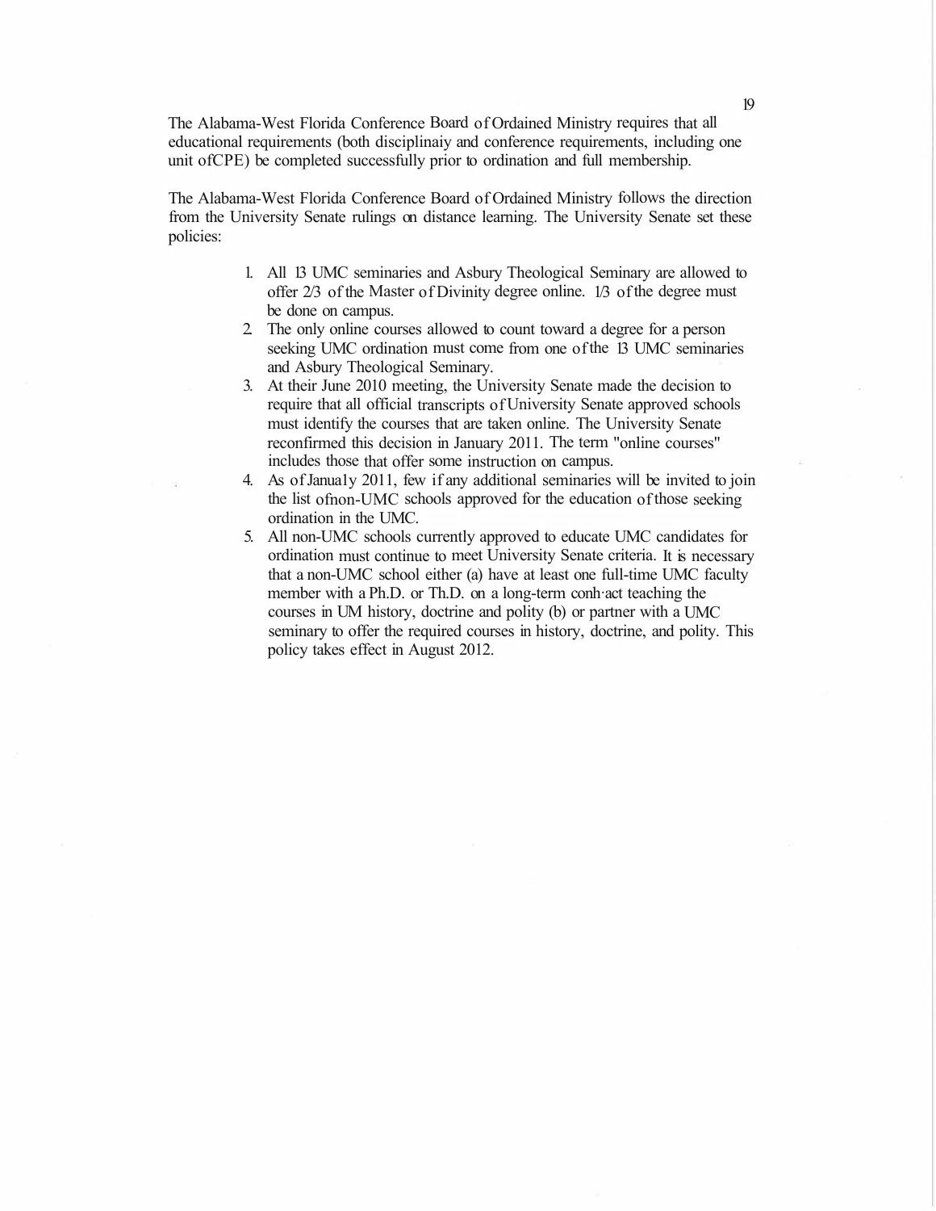The Alabama-West Florida Conference Board of Ordained Ministry requires that all educational requirements (both disciplinaiy and conference requirements, including one unit ofCPE) be completed successfully prior to ordination and full membership.

The Alabama-West Florida Conference Board of Ordained Ministry follows the direction from the University Senate rulings on distance learning. The University Senate set these policies:

1. All 13 UMC seminaries and Asbury Theological Seminary are allowed to offer 2/3 of the Master of Divinity degree online. 1/3 of the degree must be done on campus.
2. The only online courses allowed to count toward a degree for a person seeking UMC ordination must come from one of the 13 UMC seminaries and Asbury Theological Seminary.
3. At their June 2010 meeting, the University Senate made the decision to require that all official transcripts of University Senate approved schools must identify the courses that are taken online. The University Senate reconfirmed this decision in January 2011. The term "online courses" includes those that offer some instruction on campus.
4. As of Janualy 2011, few if any additional seminaries will be invited to join the list ofnon-UMC schools approved for the education of those seeking ordination in the UMC.
5. All non-UMC schools currently approved to educate UMC candidates for ordination must continue to meet University Senate criteria. It is necessary that a non-UMC school either (a) have at least one full-time UMC faculty member with a Ph.D. or Th.D. on a long-term conh·act teaching the courses in UM history, doctrine and polity (b) or partner with a UMC seminary to offer the required courses in history, doctrine, and polity. This policy takes effect in August 2012.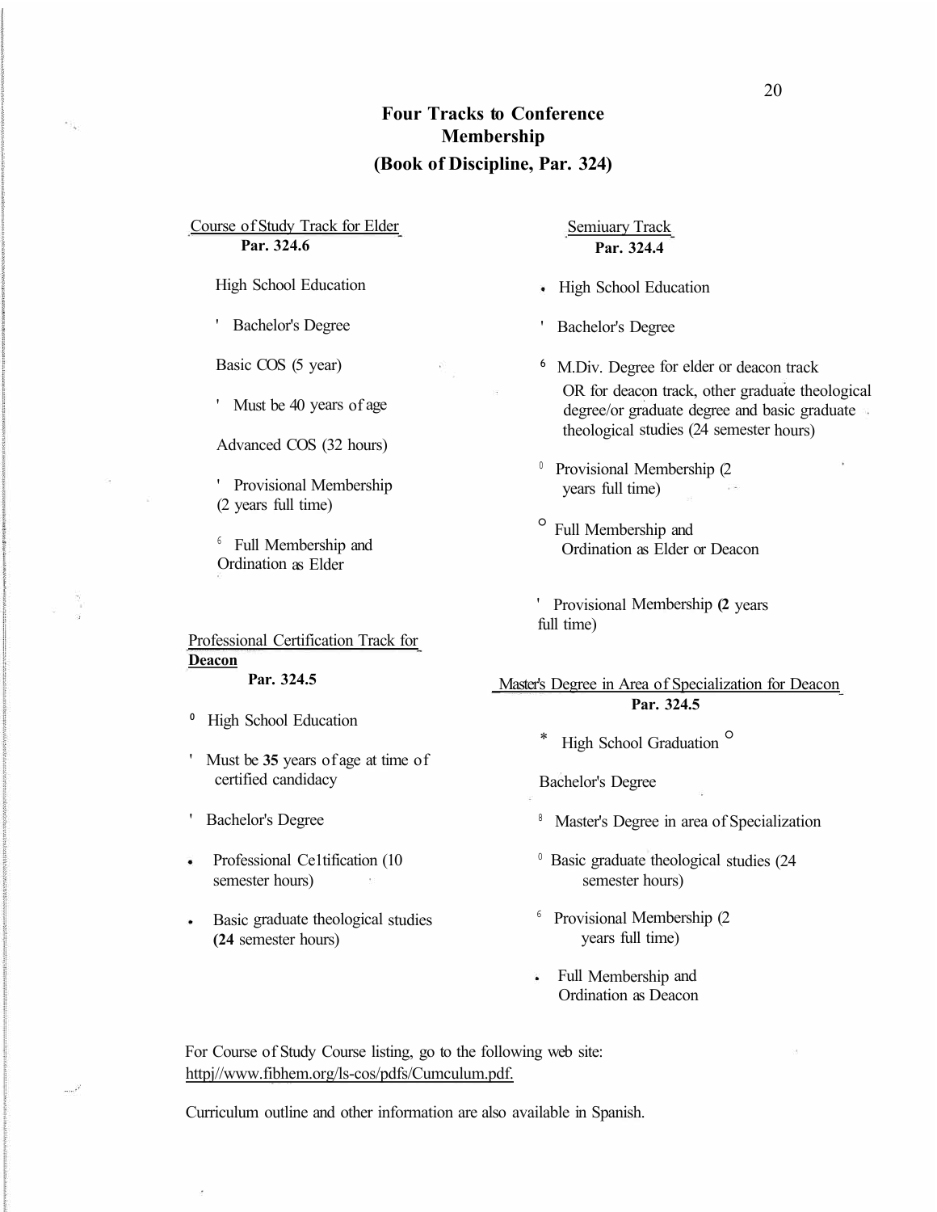# Four Tracks to Conference Membership

## (Book of Discipline, Par. 324)

### Course of Study Track for Elder
**Par. 324.6**

- High School Education
- Bachelor's Degree
- Basic COS (5 year)
- Must be 40 years of age
- Advanced COS (32 hours)
- Provisional Membership (2 years full time)
- Full Membership and Ordination as Elder

### Professional Certification Track for Deacon
**Par. 324.5**

- High School Education
- Must be **35** years of age at time of certified candidacy
- Bachelor's Degree
- Professional Ce1tification (10 semester hours)
- Basic graduate theological studies (**24** semester hours)

### Semiuary Track
**Par. 324.4**

- High School Education
- Bachelor's Degree
- M.Div. Degree for elder or deacon track OR for deacon track, other graduate theological degree/or graduate degree and basic graduate theological studies (24 semester hours)
- Provisional Membership (2 years full time)
- Full Membership and Ordination as Elder or Deacon
- Provisional Membership (**2** years full time)

### Master's Degree in Area of Specialization for Deacon
**Par. 324.5**

- High School Graduation
- Bachelor's Degree
- Master's Degree in area of Specialization
- Basic graduate theological studies (24 semester hours)
- Provisional Membership (2 years full time)
- Full Membership and Ordination as Deacon

For Course of Study Course listing, go to the following web site: httpj//www.fibhem.org/ls-cos/pdfs/Cumculum.pdf.

Curriculum outline and other information are also available in Spanish.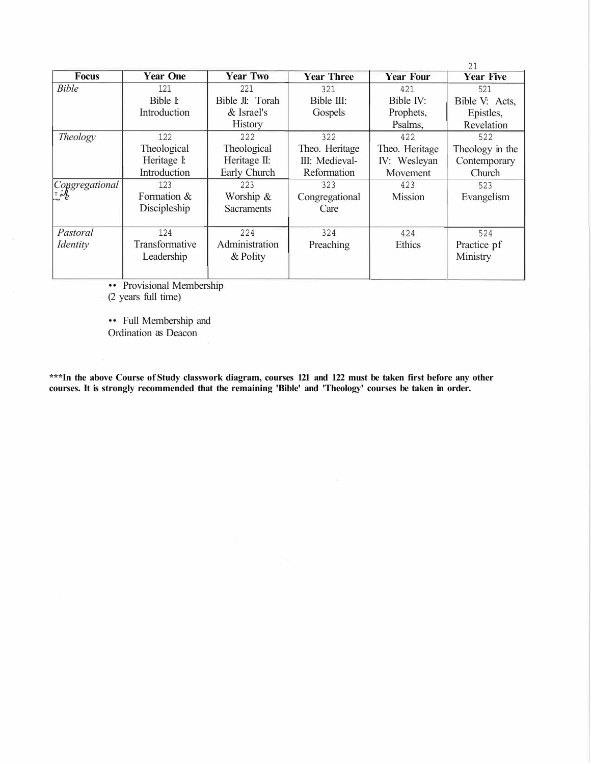| Focus | Year One | Year Two | Year Three | Year Four | Year Five |
|---|---|---|---|---|---|
| *Bible* | 121 Bible I: Introduction | 221 Bible II: Torah & Israel's History | 321 Bible III: Gospels | 421 Bible IV: Prophets, Psalms, | 521 Bible V: Acts, Epistles, Revelation |
| *Theology* | 122 Theological Heritage I: Introduction | 222 Theological Heritage II: Early Church | 322 Theo. Heritage III: Medieval-Reformation | 422 Theo. Heritage IV: Wesleyan Movement | 522 Theology in the Contemporary Church |
| *Congregational Life* | 123 Formation & Discipleship | 223 Worship & Sacraments | 323 Congregational Care | 423 Mission | 523 Evangelism |
| *Pastoral Identity* | 124 Transformative Leadership | 224 Administration & Polity | 324 Preaching | 424 Ethics | 524 Practice pf Ministry |

•• Provisional Membership (2 years full time)

•• Full Membership and Ordination as Deacon

**\*\*\*In the above Course of Study classwork diagram, courses 121 and 122 must be taken first before any other courses. It is strongly recommended that the remaining 'Bible' and 'Theology' courses be taken in order.**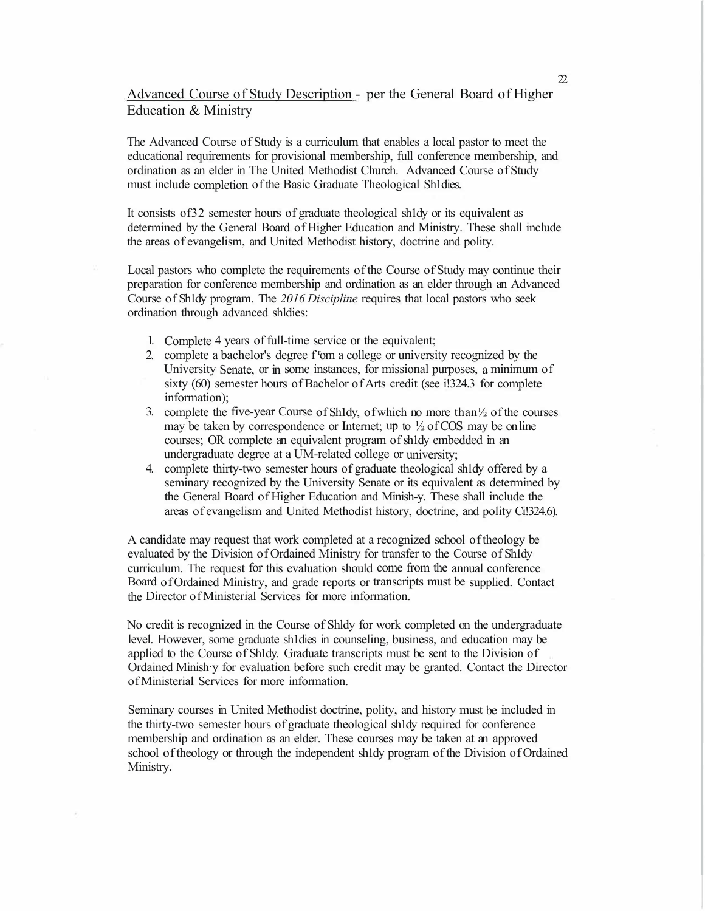<u>Advanced Course of Study Description</u> - per the General Board of Higher Education & Ministry

The Advanced Course of Study is a curriculum that enables a local pastor to meet the educational requirements for provisional membership, full conference membership, and ordination as an elder in The United Methodist Church. Advanced Course of Study must include completion of the Basic Graduate Theological Sh1dies.

It consists of32 semester hours of graduate theological sh1dy or its equivalent as determined by the General Board of Higher Education and Ministry. These shall include the areas of evangelism, and United Methodist history, doctrine and polity.

Local pastors who complete the requirements of the Course of Study may continue their preparation for conference membership and ordination as an elder through an Advanced Course of Sh1dy program. The *2016 Discipline* requires that local pastors who seek ordination through advanced shldies:

1. Complete 4 years of full-time service or the equivalent;
2. complete a bachelor's degree f'om a college or university recognized by the University Senate, or in some instances, for missional purposes, a minimum of sixty (60) semester hours of Bachelor of Arts credit (see i!324.3 for complete information);
3. complete the five-year Course of Sh1dy, of which no more than½ of the courses may be taken by correspondence or Internet; up to ½ of COS may be on line courses; OR complete an equivalent program of sh1dy embedded in an undergraduate degree at a UM-related college or university;
4. complete thirty-two semester hours of graduate theological sh1dy offered by a seminary recognized by the University Senate or its equivalent as determined by the General Board of Higher Education and Minish-y. These shall include the areas of evangelism and United Methodist history, doctrine, and polity Ci!324.6).

A candidate may request that work completed at a recognized school of theology be evaluated by the Division of Ordained Ministry for transfer to the Course of Sh1dy curriculum. The request for this evaluation should come from the annual conference Board of Ordained Ministry, and grade reports or transcripts must be supplied. Contact the Director of Ministerial Services for more information.

No credit is recognized in the Course of Shldy for work completed on the undergraduate level. However, some graduate sh1dies in counseling, business, and education may be applied to the Course of Sh1dy. Graduate transcripts must be sent to the Division of Ordained Minish·y for evaluation before such credit may be granted. Contact the Director of Ministerial Services for more information.

Seminary courses in United Methodist doctrine, polity, and history must be included in the thirty-two semester hours of graduate theological sh1dy required for conference membership and ordination as an elder. These courses may be taken at an approved school of theology or through the independent sh1dy program of the Division of Ordained Ministry.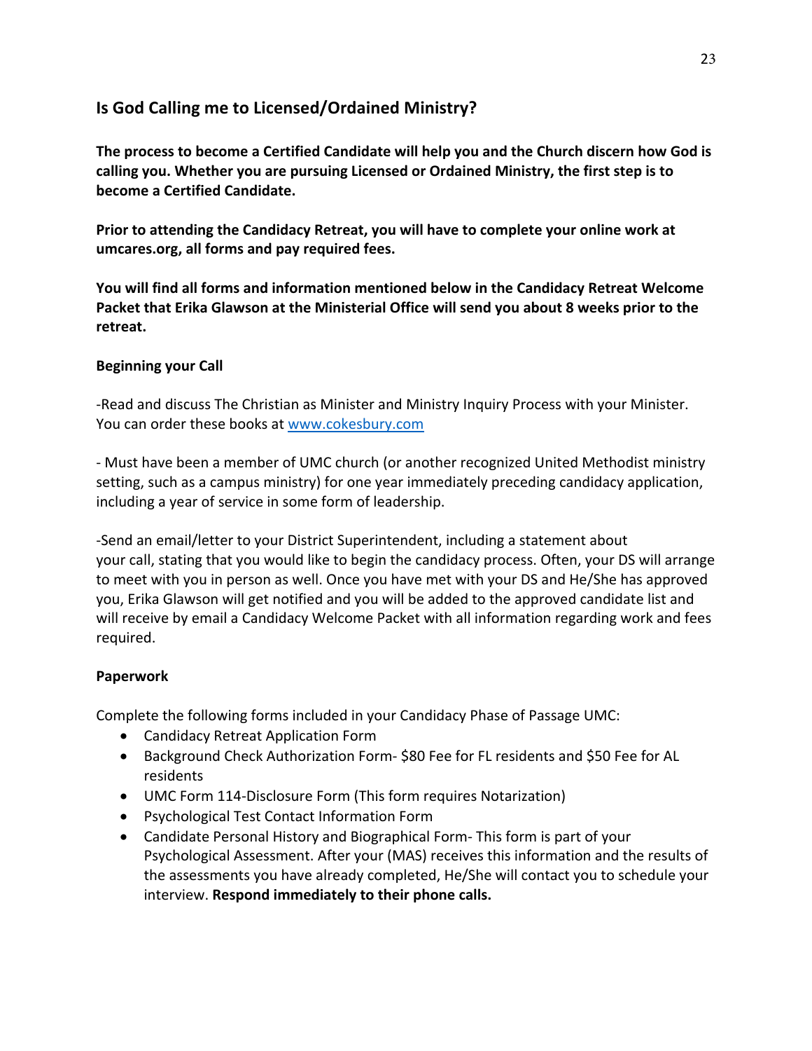## Is God Calling me to Licensed/Ordained Ministry?

**The process to become a Certified Candidate will help you and the Church discern how God is calling you. Whether you are pursuing Licensed or Ordained Ministry, the first step is to become a Certified Candidate.**

**Prior to attending the Candidacy Retreat, you will have to complete your online work at umcares.org, all forms and pay required fees.**

**You will find all forms and information mentioned below in the Candidacy Retreat Welcome Packet that Erika Glawson at the Ministerial Office will send you about 8 weeks prior to the retreat.**

**Beginning your Call**

-Read and discuss The Christian as Minister and Ministry Inquiry Process with your Minister. You can order these books at [www.cokesbury.com](http://www.cokesbury.com)

- Must have been a member of UMC church (or another recognized United Methodist ministry setting, such as a campus ministry) for one year immediately preceding candidacy application, including a year of service in some form of leadership.

-Send an email/letter to your District Superintendent, including a statement about your call, stating that you would like to begin the candidacy process. Often, your DS will arrange to meet with you in person as well. Once you have met with your DS and He/She has approved you, Erika Glawson will get notified and you will be added to the approved candidate list and will receive by email a Candidacy Welcome Packet with all information regarding work and fees required.

**Paperwork**

Complete the following forms included in your Candidacy Phase of Passage UMC:

- Candidacy Retreat Application Form
- Background Check Authorization Form- $80 Fee for FL residents and $50 Fee for AL residents
- UMC Form 114-Disclosure Form (This form requires Notarization)
- Psychological Test Contact Information Form
- Candidate Personal History and Biographical Form- This form is part of your Psychological Assessment. After your (MAS) receives this information and the results of the assessments you have already completed, He/She will contact you to schedule your interview. **Respond immediately to their phone calls.**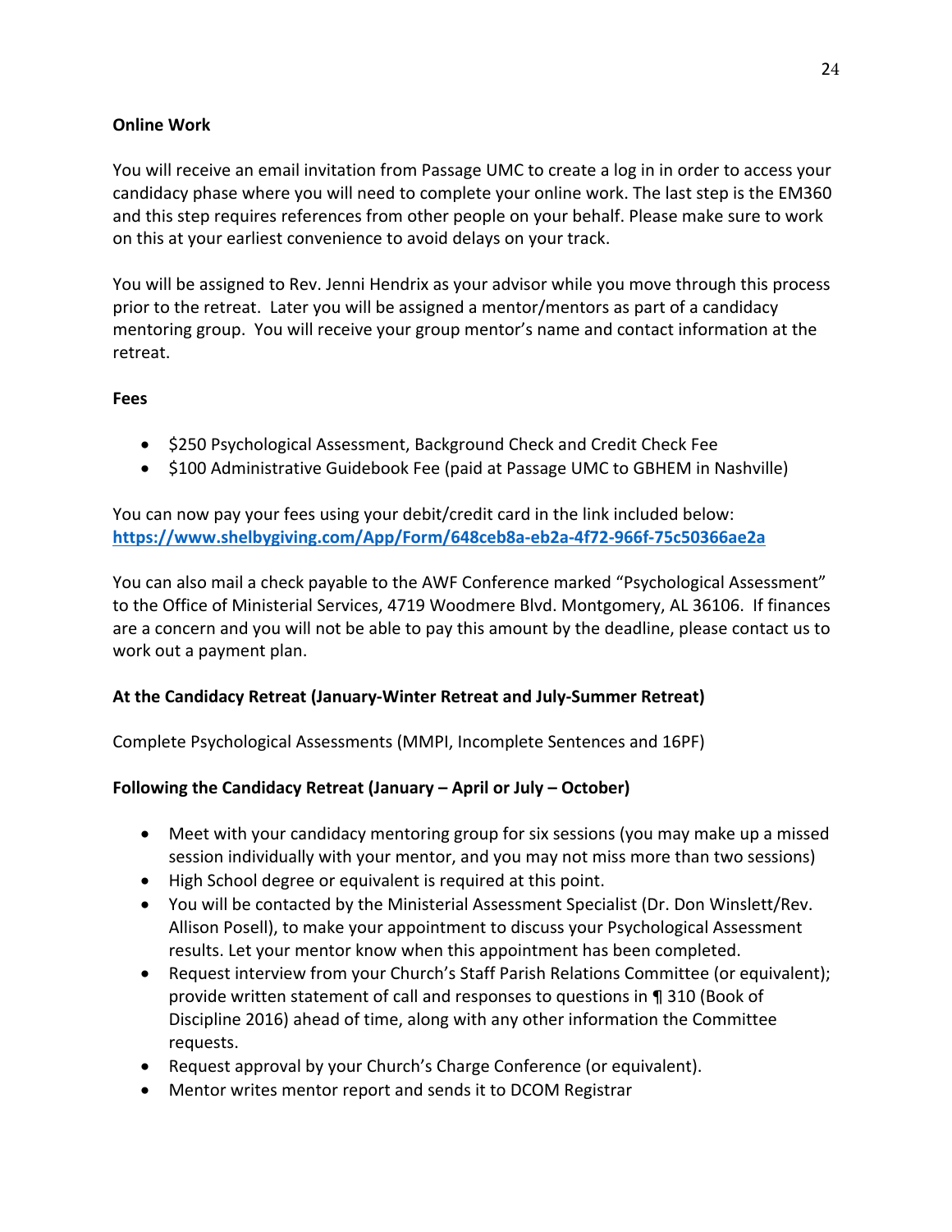**Online Work**

You will receive an email invitation from Passage UMC to create a log in in order to access your candidacy phase where you will need to complete your online work. The last step is the EM360 and this step requires references from other people on your behalf. Please make sure to work on this at your earliest convenience to avoid delays on your track.

You will be assigned to Rev. Jenni Hendrix as your advisor while you move through this process prior to the retreat. Later you will be assigned a mentor/mentors as part of a candidacy mentoring group. You will receive your group mentor's name and contact information at the retreat.

**Fees**

- $250 Psychological Assessment, Background Check and Credit Check Fee
- $100 Administrative Guidebook Fee (paid at Passage UMC to GBHEM in Nashville)

You can now pay your fees using your debit/credit card in the link included below:
[https://www.shelbygiving.com/App/Form/648ceb8a-eb2a-4f72-966f-75c50366ae2a](https://www.shelbygiving.com/App/Form/648ceb8a-eb2a-4f72-966f-75c50366ae2a)

You can also mail a check payable to the AWF Conference marked "Psychological Assessment" to the Office of Ministerial Services, 4719 Woodmere Blvd. Montgomery, AL 36106. If finances are a concern and you will not be able to pay this amount by the deadline, please contact us to work out a payment plan.

**At the Candidacy Retreat (January-Winter Retreat and July-Summer Retreat)**

Complete Psychological Assessments (MMPI, Incomplete Sentences and 16PF)

**Following the Candidacy Retreat (January – April or July – October)**

- Meet with your candidacy mentoring group for six sessions (you may make up a missed session individually with your mentor, and you may not miss more than two sessions)
- High School degree or equivalent is required at this point.
- You will be contacted by the Ministerial Assessment Specialist (Dr. Don Winslett/Rev. Allison Posell), to make your appointment to discuss your Psychological Assessment results. Let your mentor know when this appointment has been completed.
- Request interview from your Church's Staff Parish Relations Committee (or equivalent); provide written statement of call and responses to questions in ¶ 310 (Book of Discipline 2016) ahead of time, along with any other information the Committee requests.
- Request approval by your Church's Charge Conference (or equivalent).
- Mentor writes mentor report and sends it to DCOM Registrar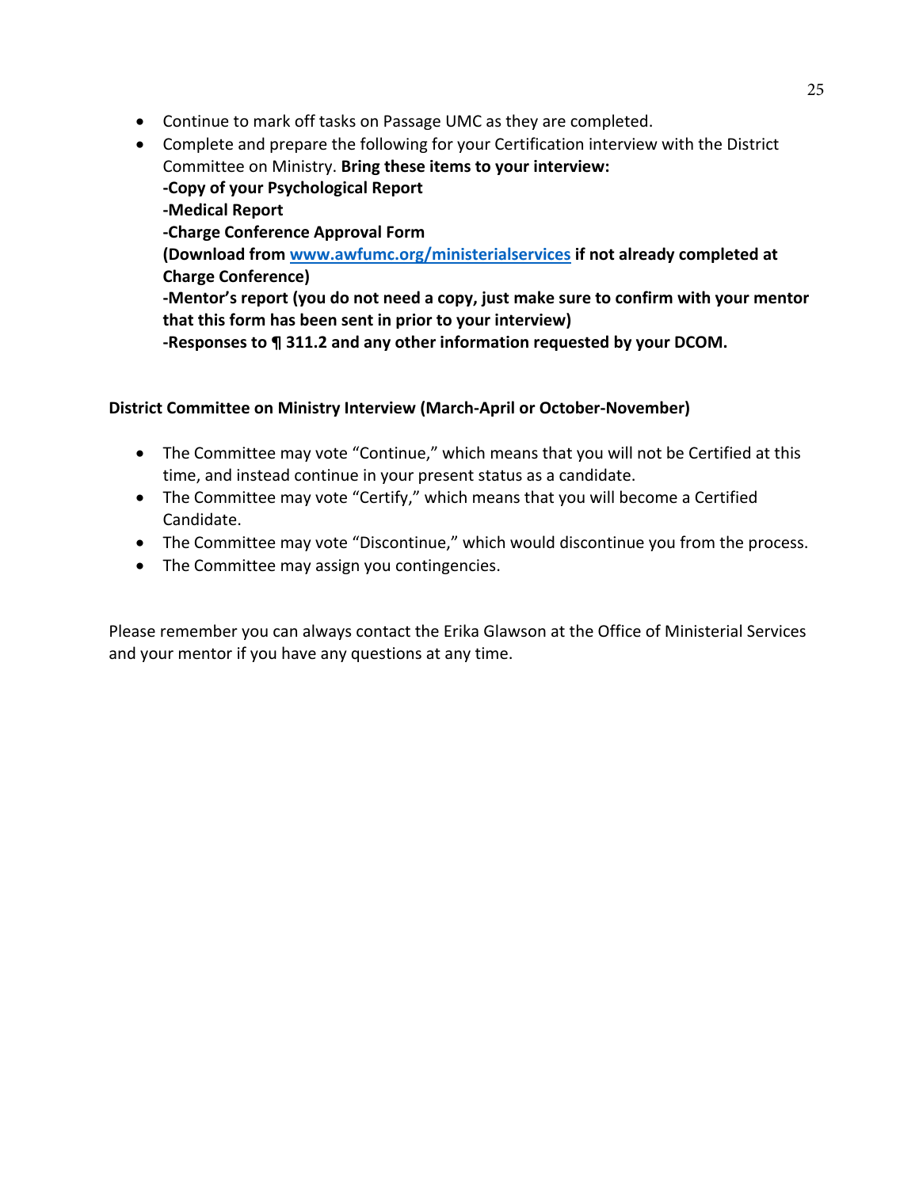- Continue to mark off tasks on Passage UMC as they are completed.
- Complete and prepare the following for your Certification interview with the District Committee on Ministry. **Bring these items to your interview:**
  **-Copy of your Psychological Report**
  **-Medical Report**
  **-Charge Conference Approval Form**
  **(Download from [www.awfumc.org/ministerialservices](www.awfumc.org/ministerialservices) if not already completed at Charge Conference)**
  **-Mentor's report (you do not need a copy, just make sure to confirm with your mentor that this form has been sent in prior to your interview)**
  **-Responses to ¶ 311.2 and any other information requested by your DCOM.**

**District Committee on Ministry Interview (March-April or October-November)**

- The Committee may vote "Continue," which means that you will not be Certified at this time, and instead continue in your present status as a candidate.
- The Committee may vote "Certify," which means that you will become a Certified Candidate.
- The Committee may vote "Discontinue," which would discontinue you from the process.
- The Committee may assign you contingencies.

Please remember you can always contact the Erika Glawson at the Office of Ministerial Services and your mentor if you have any questions at any time.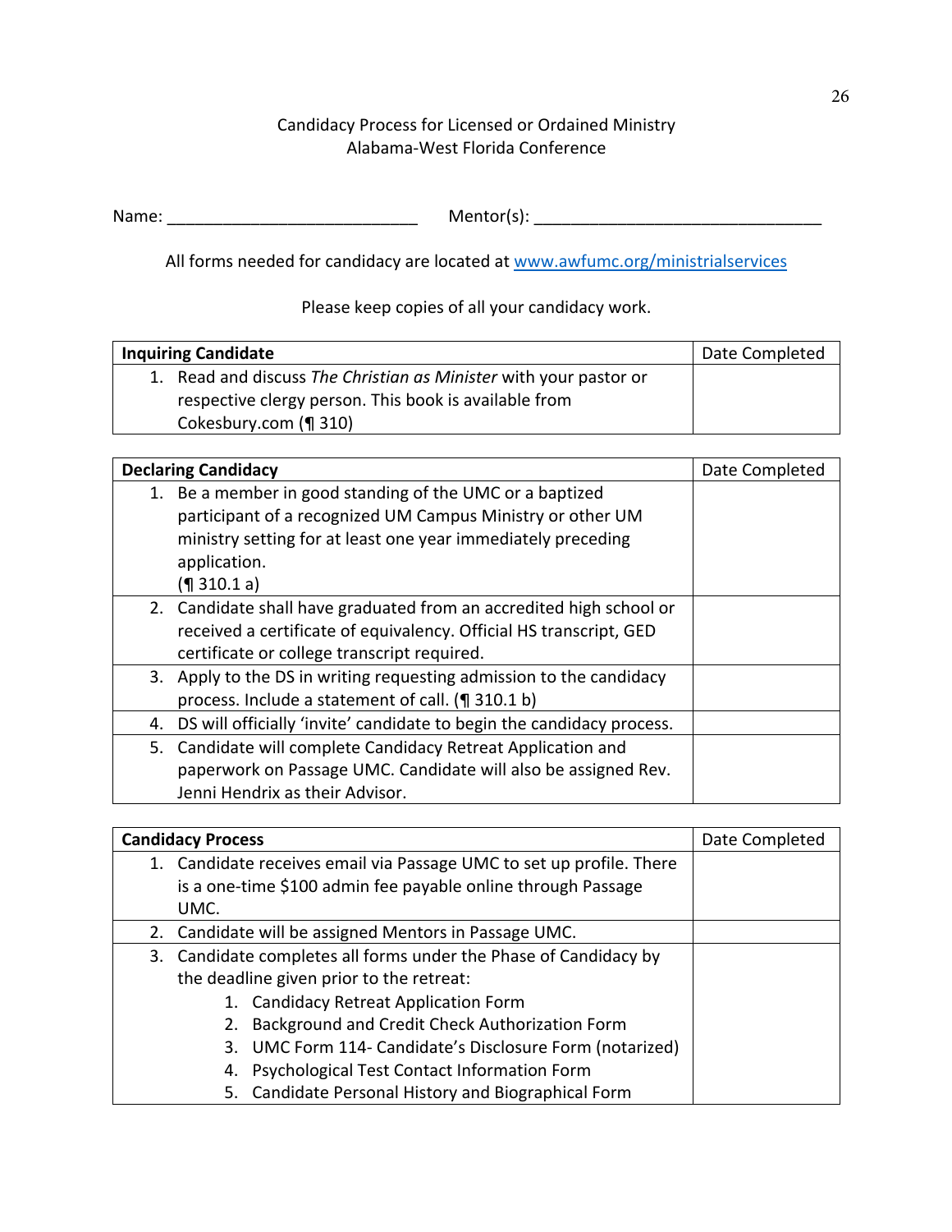Candidacy Process for Licensed or Ordained Ministry
Alabama-West Florida Conference

Name: ___________________________ Mentor(s): _______________________________

All forms needed for candidacy are located at [www.awfumc.org/ministrialservices](http://www.awfumc.org/ministrialservices)

Please keep copies of all your candidacy work.

| **Inquiring Candidate** | Date Completed |
|---|---|
| 1. Read and discuss *The Christian as Minister* with your pastor or respective clergy person. This book is available from Cokesbury.com (¶ 310) | |

| **Declaring Candidacy** | Date Completed |
|---|---|
| 1. Be a member in good standing of the UMC or a baptized participant of a recognized UM Campus Ministry or other UM ministry setting for at least one year immediately preceding application. (¶ 310.1 a) | |
| 2. Candidate shall have graduated from an accredited high school or received a certificate of equivalency. Official HS transcript, GED certificate or college transcript required. | |
| 3. Apply to the DS in writing requesting admission to the candidacy process. Include a statement of call. (¶ 310.1 b) | |
| 4. DS will officially 'invite' candidate to begin the candidacy process. | |
| 5. Candidate will complete Candidacy Retreat Application and paperwork on Passage UMC. Candidate will also be assigned Rev. Jenni Hendrix as their Advisor. | |

| **Candidacy Process** | Date Completed |
|---|---|
| 1. Candidate receives email via Passage UMC to set up profile. There is a one-time $100 admin fee payable online through Passage UMC. | |
| 2. Candidate will be assigned Mentors in Passage UMC. | |
| 3. Candidate completes all forms under the Phase of Candidacy by the deadline given prior to the retreat: 1. Candidacy Retreat Application Form 2. Background and Credit Check Authorization Form 3. UMC Form 114- Candidate's Disclosure Form (notarized) 4. Psychological Test Contact Information Form 5. Candidate Personal History and Biographical Form | |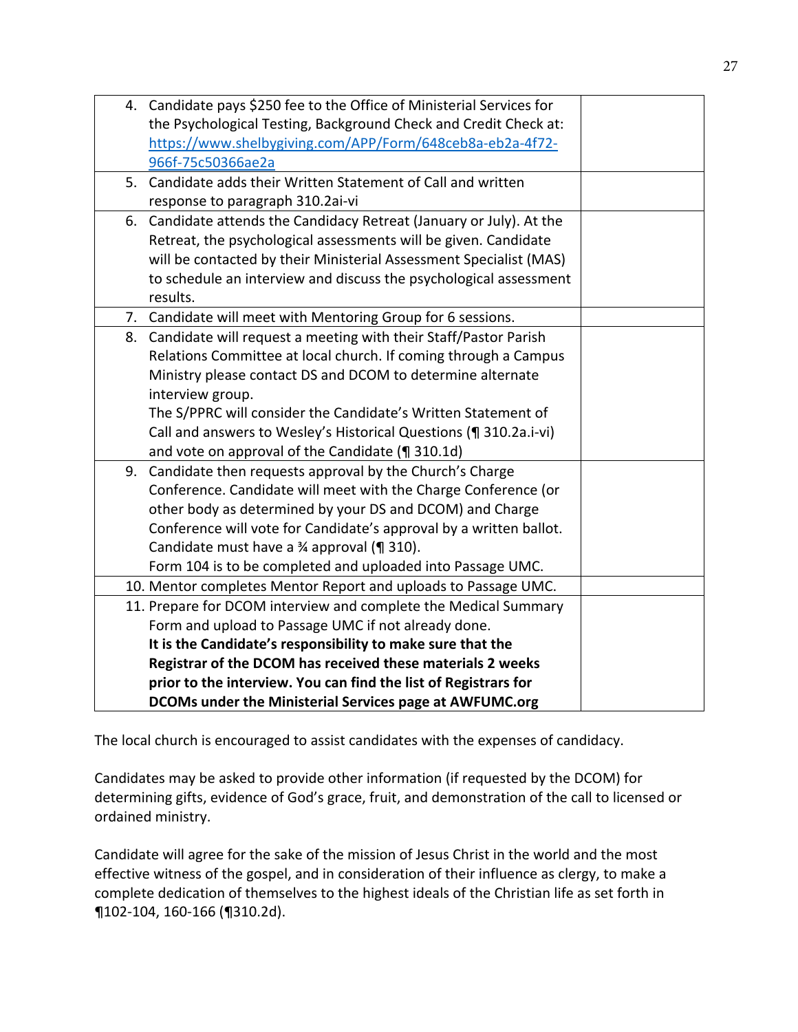| | |
|---|---|
| 4. Candidate pays $250 fee to the Office of Ministerial Services for the Psychological Testing, Background Check and Credit Check at: https://www.shelbygiving.com/APP/Form/648ceb8a-eb2a-4f72-966f-75c50366ae2a | |
| 5. Candidate adds their Written Statement of Call and written response to paragraph 310.2ai-vi | |
| 6. Candidate attends the Candidacy Retreat (January or July). At the Retreat, the psychological assessments will be given. Candidate will be contacted by their Ministerial Assessment Specialist (MAS) to schedule an interview and discuss the psychological assessment results. | |
| 7. Candidate will meet with Mentoring Group for 6 sessions. | |
| 8. Candidate will request a meeting with their Staff/Pastor Parish Relations Committee at local church. If coming through a Campus Ministry please contact DS and DCOM to determine alternate interview group.<br>The S/PPRC will consider the Candidate's Written Statement of Call and answers to Wesley's Historical Questions (¶ 310.2a.i-vi) and vote on approval of the Candidate (¶ 310.1d) | |
| 9. Candidate then requests approval by the Church's Charge Conference. Candidate will meet with the Charge Conference (or other body as determined by your DS and DCOM) and Charge Conference will vote for Candidate's approval by a written ballot. Candidate must have a ¾ approval (¶ 310).<br>Form 104 is to be completed and uploaded into Passage UMC. | |
| 10. Mentor completes Mentor Report and uploads to Passage UMC. | |
| 11. Prepare for DCOM interview and complete the Medical Summary Form and upload to Passage UMC if not already done.<br>**It is the Candidate's responsibility to make sure that the Registrar of the DCOM has received these materials 2 weeks prior to the interview. You can find the list of Registrars for DCOMs under the Ministerial Services page at AWFUMC.org** | |

The local church is encouraged to assist candidates with the expenses of candidacy.

Candidates may be asked to provide other information (if requested by the DCOM) for determining gifts, evidence of God's grace, fruit, and demonstration of the call to licensed or ordained ministry.

Candidate will agree for the sake of the mission of Jesus Christ in the world and the most effective witness of the gospel, and in consideration of their influence as clergy, to make a complete dedication of themselves to the highest ideals of the Christian life as set forth in ¶102-104, 160-166 (¶310.2d).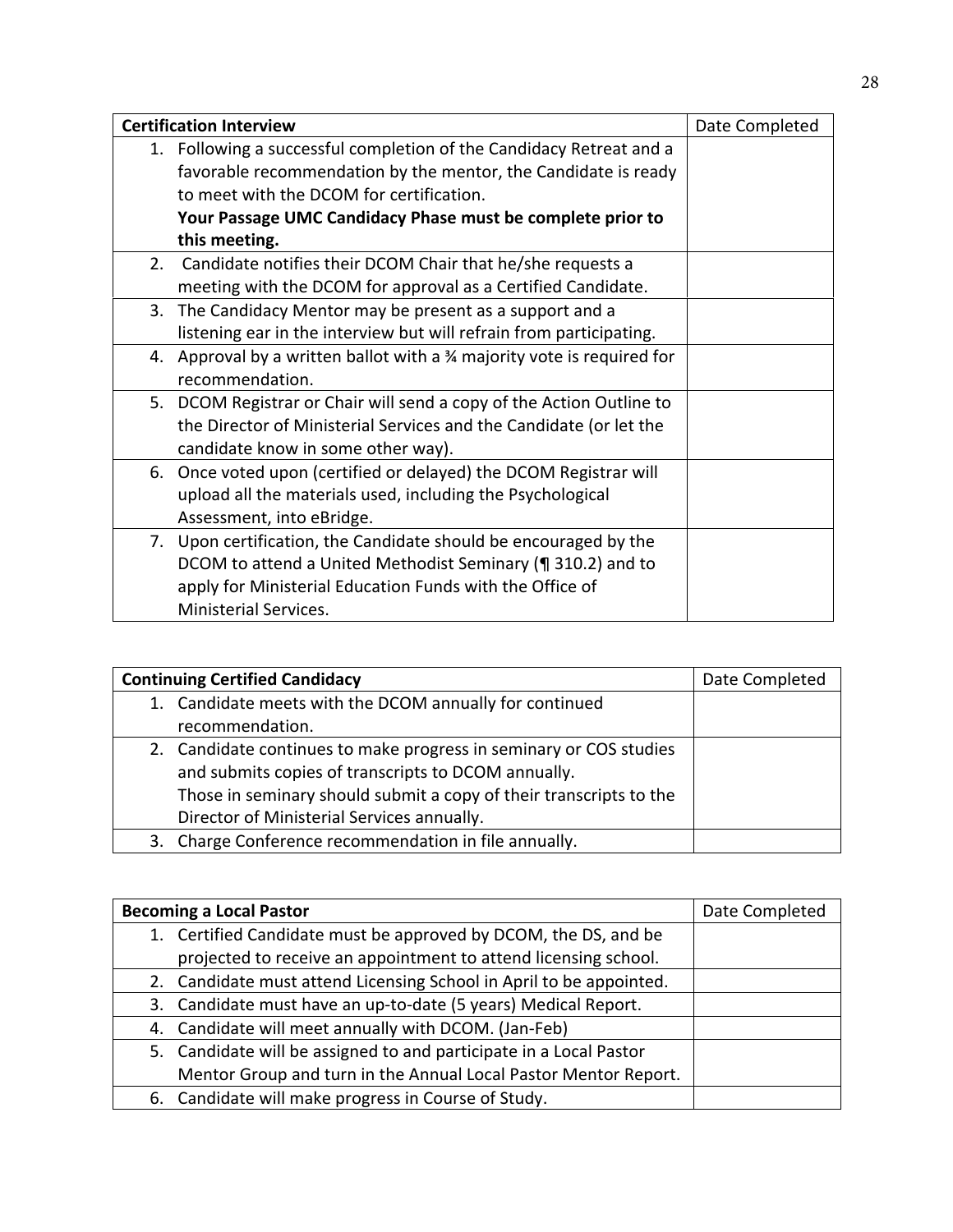| Certification Interview | Date Completed |
|---|---|
| 1. Following a successful completion of the Candidacy Retreat and a favorable recommendation by the mentor, the Candidate is ready to meet with the DCOM for certification. **Your Passage UMC Candidacy Phase must be complete prior to this meeting.** | |
| 2. Candidate notifies their DCOM Chair that he/she requests a meeting with the DCOM for approval as a Certified Candidate. | |
| 3. The Candidacy Mentor may be present as a support and a listening ear in the interview but will refrain from participating. | |
| 4. Approval by a written ballot with a ¾ majority vote is required for recommendation. | |
| 5. DCOM Registrar or Chair will send a copy of the Action Outline to the Director of Ministerial Services and the Candidate (or let the candidate know in some other way). | |
| 6. Once voted upon (certified or delayed) the DCOM Registrar will upload all the materials used, including the Psychological Assessment, into eBridge. | |
| 7. Upon certification, the Candidate should be encouraged by the DCOM to attend a United Methodist Seminary (¶ 310.2) and to apply for Ministerial Education Funds with the Office of Ministerial Services. | |

| Continuing Certified Candidacy | Date Completed |
|---|---|
| 1. Candidate meets with the DCOM annually for continued recommendation. | |
| 2. Candidate continues to make progress in seminary or COS studies and submits copies of transcripts to DCOM annually. Those in seminary should submit a copy of their transcripts to the Director of Ministerial Services annually. | |
| 3. Charge Conference recommendation in file annually. | |

| Becoming a Local Pastor | Date Completed |
|---|---|
| 1. Certified Candidate must be approved by DCOM, the DS, and be projected to receive an appointment to attend licensing school. | |
| 2. Candidate must attend Licensing School in April to be appointed. | |
| 3. Candidate must have an up-to-date (5 years) Medical Report. | |
| 4. Candidate will meet annually with DCOM. (Jan-Feb) | |
| 5. Candidate will be assigned to and participate in a Local Pastor Mentor Group and turn in the Annual Local Pastor Mentor Report. | |
| 6. Candidate will make progress in Course of Study. | |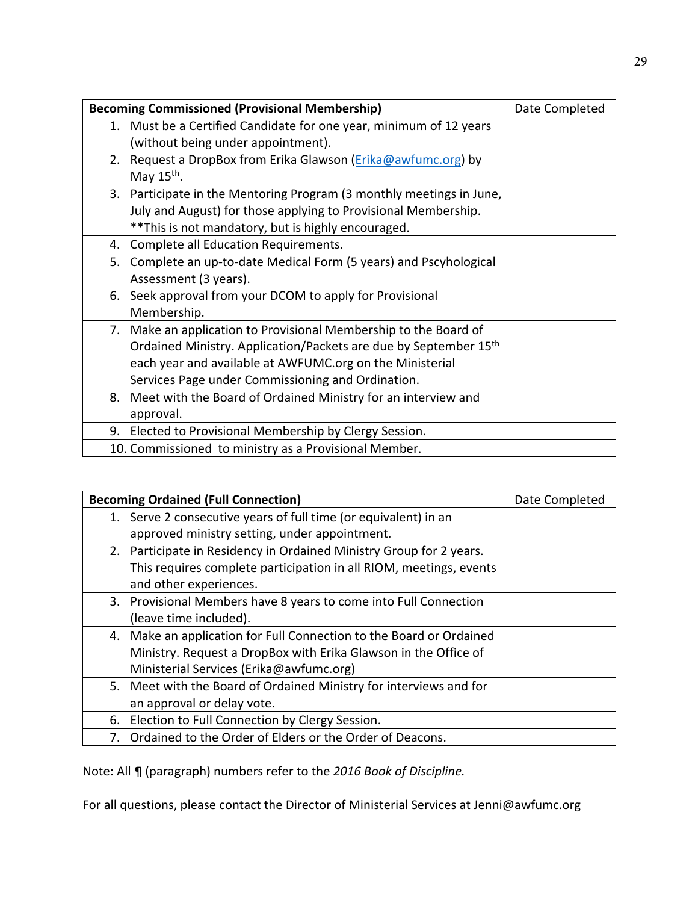| **Becoming Commissioned (Provisional Membership)** | Date Completed |
|---|---|
| 1. Must be a Certified Candidate for one year, minimum of 12 years (without being under appointment). | |
| 2. Request a DropBox from Erika Glawson (Erika@awfumc.org) by May 15th. | |
| 3. Participate in the Mentoring Program (3 monthly meetings in June, July and August) for those applying to Provisional Membership. **This is not mandatory, but is highly encouraged. | |
| 4. Complete all Education Requirements. | |
| 5. Complete an up-to-date Medical Form (5 years) and Pscyhological Assessment (3 years). | |
| 6. Seek approval from your DCOM to apply for Provisional Membership. | |
| 7. Make an application to Provisional Membership to the Board of Ordained Ministry. Application/Packets are due by September 15th each year and available at AWFUMC.org on the Ministerial Services Page under Commissioning and Ordination. | |
| 8. Meet with the Board of Ordained Ministry for an interview and approval. | |
| 9. Elected to Provisional Membership by Clergy Session. | |
| 10. Commissioned to ministry as a Provisional Member. | |

| **Becoming Ordained (Full Connection)** | Date Completed |
|---|---|
| 1. Serve 2 consecutive years of full time (or equivalent) in an approved ministry setting, under appointment. | |
| 2. Participate in Residency in Ordained Ministry Group for 2 years. This requires complete participation in all RIOM, meetings, events and other experiences. | |
| 3. Provisional Members have 8 years to come into Full Connection (leave time included). | |
| 4. Make an application for Full Connection to the Board or Ordained Ministry. Request a DropBox with Erika Glawson in the Office of Ministerial Services (Erika@awfumc.org) | |
| 5. Meet with the Board of Ordained Ministry for interviews and for an approval or delay vote. | |
| 6. Election to Full Connection by Clergy Session. | |
| 7. Ordained to the Order of Elders or the Order of Deacons. | |

Note: All ¶ (paragraph) numbers refer to the *2016 Book of Discipline.*

For all questions, please contact the Director of Ministerial Services at Jenni@awfumc.org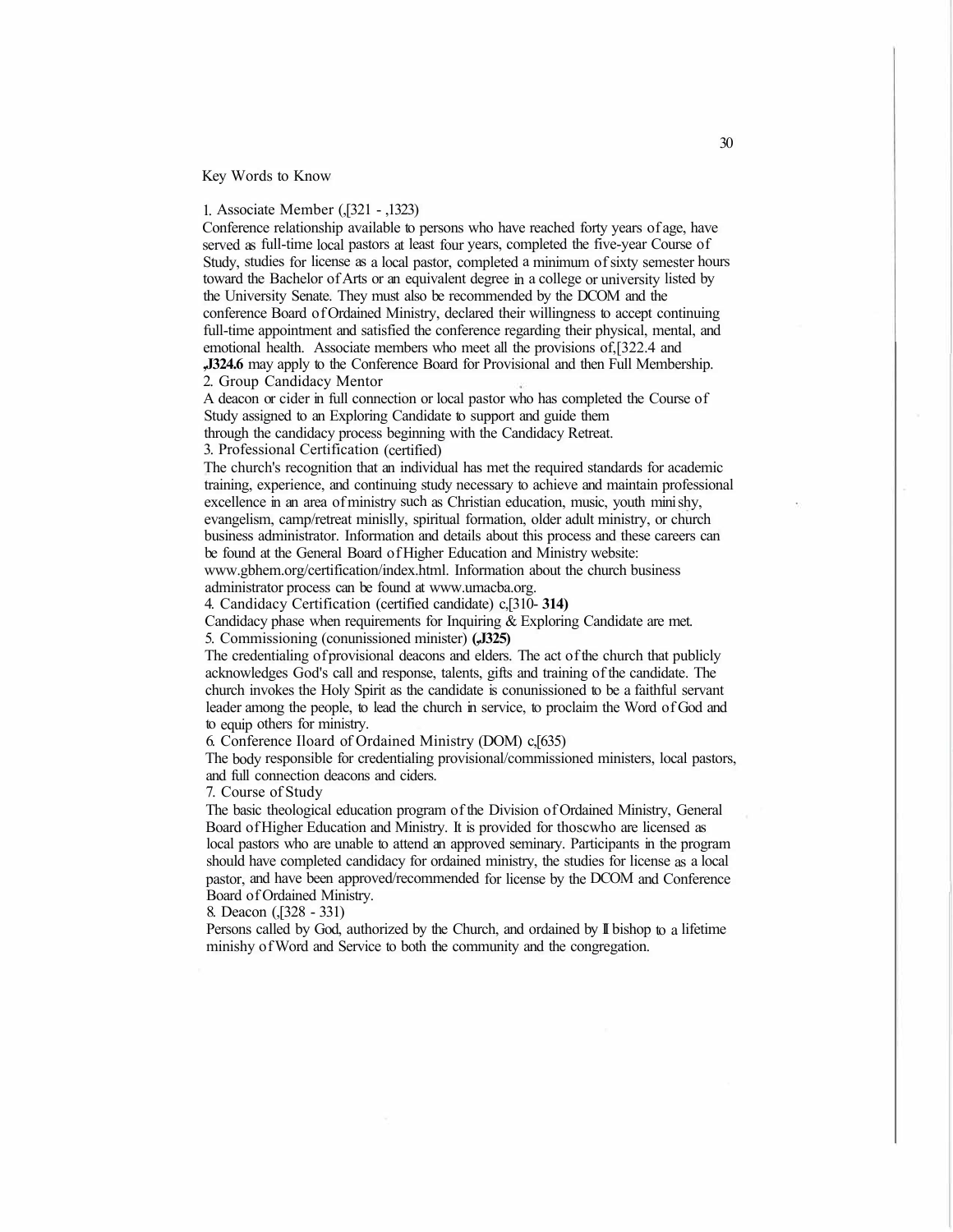Key Words to Know

1. Associate Member (,[321 - ,1323)
Conference relationship available to persons who have reached forty years of age, have served as full-time local pastors at least four years, completed the five-year Course of Study, studies for license as a local pastor, completed a minimum of sixty semester hours toward the Bachelor of Arts or an equivalent degree in a college or university listed by the University Senate. They must also be recommended by the DCOM and the conference Board of Ordained Ministry, declared their willingness to accept continuing full-time appointment and satisfied the conference regarding their physical, mental, and emotional health. Associate members who meet all the provisions of,[322.4 and **,J324.6** may apply to the Conference Board for Provisional and then Full Membership.
2. Group Candidacy Mentor
A deacon or cider in full connection or local pastor who has completed the Course of Study assigned to an Exploring Candidate to support and guide them through the candidacy process beginning with the Candidacy Retreat.
3. Professional Certification (certified)
The church's recognition that an individual has met the required standards for academic training, experience, and continuing study necessary to achieve and maintain professional excellence in an area of ministry such as Christian education, music, youth mini shy, evangelism, camp/retreat minislly, spiritual formation, older adult ministry, or church business administrator. Information and details about this process and these careers can be found at the General Board of Higher Education and Ministry website: www.gbhem.org/certification/index.html. Information about the church business administrator process can be found at www.umacba.org.
4. Candidacy Certification (certified candidate) c,[310- **314)**
Candidacy phase when requirements for Inquiring & Exploring Candidate are met.
5. Commissioning (conunissioned minister) **(,J325)**
The credentialing of provisional deacons and elders. The act of the church that publicly acknowledges God's call and response, talents, gifts and training of the candidate. The church invokes the Holy Spirit as the candidate is conunissioned to be a faithful servant leader among the people, to lead the church in service, to proclaim the Word of God and to equip others for ministry.
6. Conference Iloard of Ordained Ministry (DOM) c,[635)
The body responsible for credentialing provisional/commissioned ministers, local pastors, and full connection deacons and ciders.
7. Course of Study
The basic theological education program of the Division of Ordained Ministry, General Board of Higher Education and Ministry. It is provided for thoscwho are licensed as local pastors who are unable to attend an approved seminary. Participants in the program should have completed candidacy for ordained ministry, the studies for license as a local pastor, and have been approved/recommended for license by the DCOM and Conference Board of Ordained Ministry.
8. Deacon (,[328 - 331)
Persons called by God, authorized by the Church, and ordained by II bishop to a lifetime minishy of Word and Service to both the community and the congregation.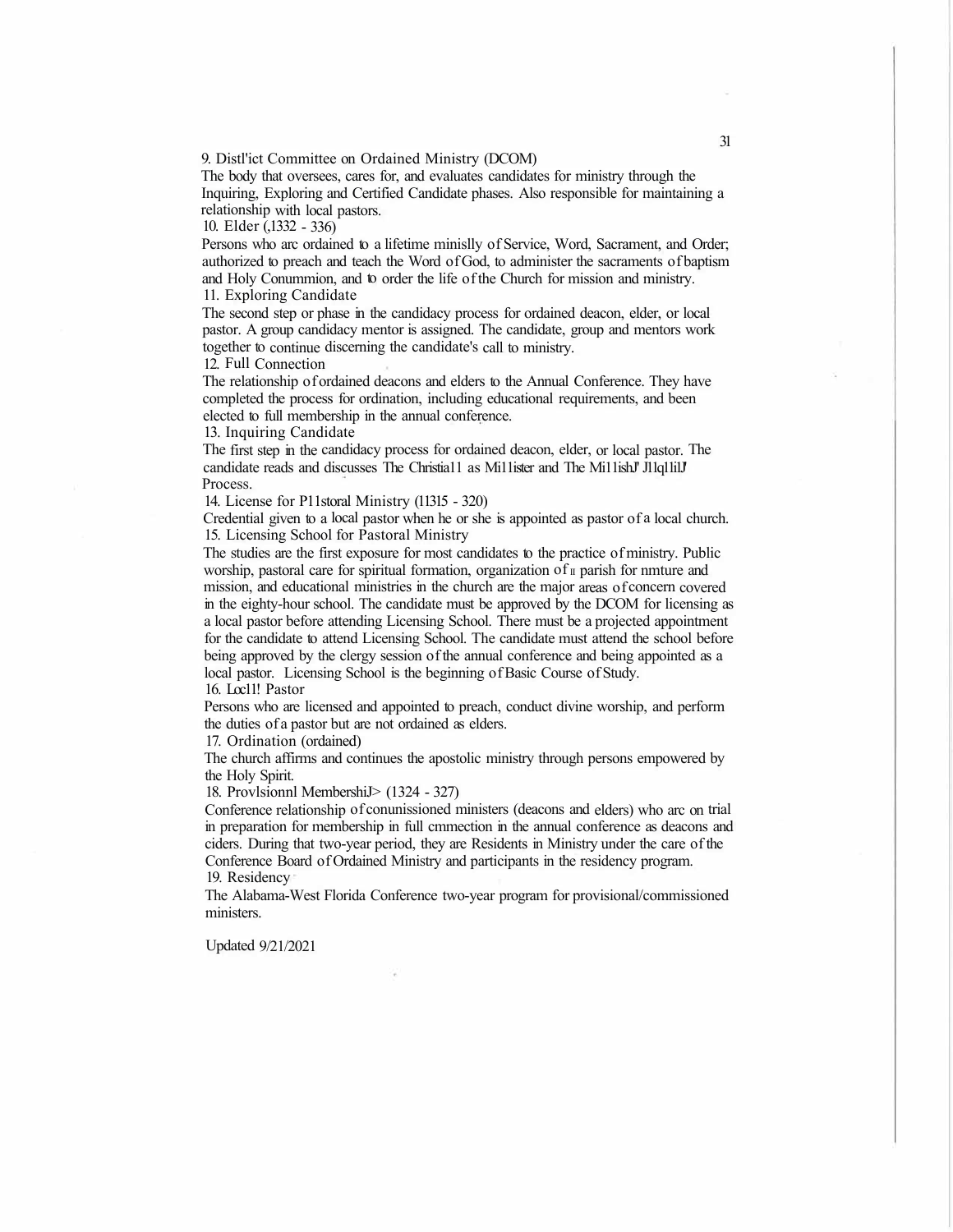9. Distl'ict Committee on Ordained Ministry (DCOM)

The body that oversees, cares for, and evaluates candidates for ministry through the Inquiring, Exploring and Certified Candidate phases. Also responsible for maintaining a relationship with local pastors.

10. Elder (,1332 - 336)

Persons who arc ordained to a lifetime minislly of Service, Word, Sacrament, and Order; authorized to preach and teach the Word of God, to administer the sacraments of baptism and Holy Conummion, and to order the life of the Church for mission and ministry.

11. Exploring Candidate

The second step or phase in the candidacy process for ordained deacon, elder, or local pastor. A group candidacy mentor is assigned. The candidate, group and mentors work together to continue discerning the candidate's call to ministry.

12. Full Connection

The relationship of ordained deacons and elders to the Annual Conference. They have completed the process for ordination, including educational requirements, and been elected to full membership in the annual conference.

13. Inquiring Candidate

The first step in the candidacy process for ordained deacon, elder, or local pastor. The candidate reads and discusses The Christia11 as Mi11ister and The Mi11ishJ' J1lq1lilJ' Process.

14. License for P11storal Ministry (11315 - 320)

Credential given to a local pastor when he or she is appointed as pastor of a local church.

15. Licensing School for Pastoral Ministry

The studies are the first exposure for most candidates to the practice of ministry. Public worship, pastoral care for spiritual formation, organization of a parish for nmture and mission, and educational ministries in the church are the major areas of concern covered in the eighty-hour school. The candidate must be approved by the DCOM for licensing as a local pastor before attending Licensing School. There must be a projected appointment for the candidate to attend Licensing School. The candidate must attend the school before being approved by the clergy session of the annual conference and being appointed as a local pastor. Licensing School is the beginning of Basic Course of Study.

16. Locl1! Pastor

Persons who are licensed and appointed to preach, conduct divine worship, and perform the duties of a pastor but are not ordained as elders.

17. Ordination (ordained)

The church affirms and continues the apostolic ministry through persons empowered by the Holy Spirit.

18. Provlsionnl MembershiJ> (1324 - 327)

Conference relationship of conunissioned ministers (deacons and elders) who arc on trial in preparation for membership in full cmmection in the annual conference as deacons and ciders. During that two-year period, they are Residents in Ministry under the care of the Conference Board of Ordained Ministry and participants in the residency program.

19. Residency

The Alabama-West Florida Conference two-year program for provisional/commissioned ministers.

Updated 9/21/2021